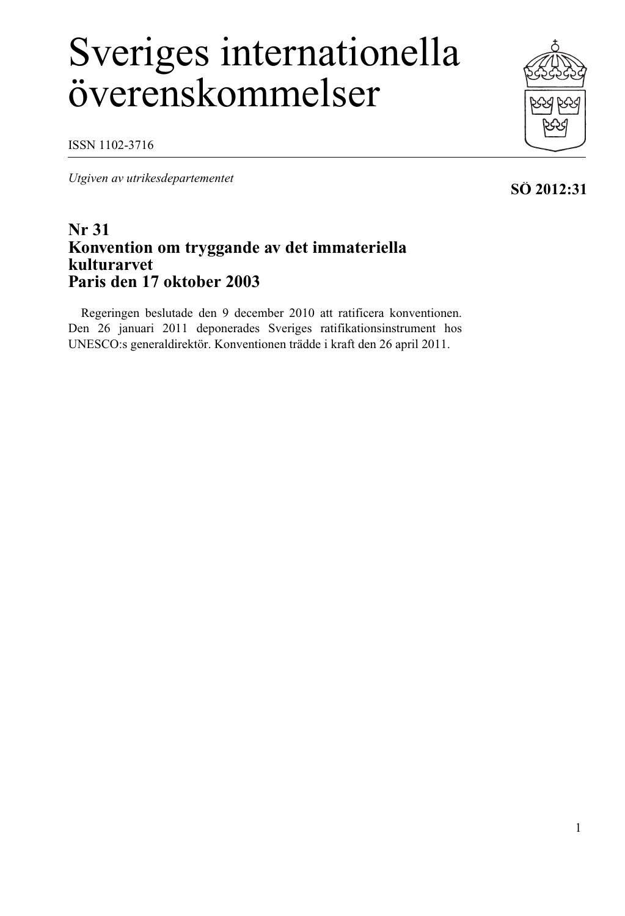# Sveriges internationella överenskommelser

ISSN 1102-3716

*Utgiven av utrikesdepartementet*

**SÖ 2012:31**

## Nr 31
## Konvention om tryggande av det immateriella kulturarvet
## Paris den 17 oktober 2003

Regeringen beslutade den 9 december 2010 att ratificera konventionen. Den 26 januari 2011 deponerades Sveriges ratifikationsinstrument hos UNESCO:s generaldirektör. Konventionen trädde i kraft den 26 april 2011.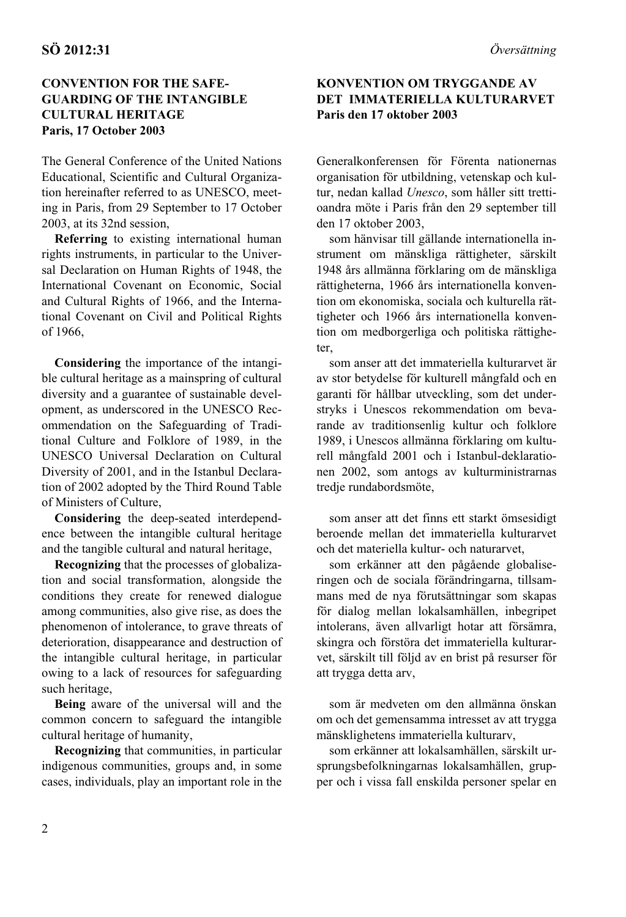**SÖ 2012:31** *Översättning*

**CONVENTION FOR THE SAFEGUARDING OF THE INTANGIBLE CULTURAL HERITAGE**
**Paris, 17 October 2003**

The General Conference of the United Nations Educational, Scientific and Cultural Organization hereinafter referred to as UNESCO, meeting in Paris, from 29 September to 17 October 2003, at its 32nd session,

**Referring** to existing international human rights instruments, in particular to the Universal Declaration on Human Rights of 1948, the International Covenant on Economic, Social and Cultural Rights of 1966, and the International Covenant on Civil and Political Rights of 1966,

**Considering** the importance of the intangible cultural heritage as a mainspring of cultural diversity and a guarantee of sustainable development, as underscored in the UNESCO Recommendation on the Safeguarding of Traditional Culture and Folklore of 1989, in the UNESCO Universal Declaration on Cultural Diversity of 2001, and in the Istanbul Declaration of 2002 adopted by the Third Round Table of Ministers of Culture,

**Considering** the deep-seated interdependence between the intangible cultural heritage and the tangible cultural and natural heritage,

**Recognizing** that the processes of globalization and social transformation, alongside the conditions they create for renewed dialogue among communities, also give rise, as does the phenomenon of intolerance, to grave threats of deterioration, disappearance and destruction of the intangible cultural heritage, in particular owing to a lack of resources for safeguarding such heritage,

**Being** aware of the universal will and the common concern to safeguard the intangible cultural heritage of humanity,

**Recognizing** that communities, in particular indigenous communities, groups and, in some cases, individuals, play an important role in the

**KONVENTION OM TRYGGANDE AV DET IMMATERIELLA KULTURARVET**
**Paris den 17 oktober 2003**

Generalkonferensen för Förenta nationernas organisation för utbildning, vetenskap och kultur, nedan kallad *Unesco*, som håller sitt trettioandra möte i Paris från den 29 september till den 17 oktober 2003,

som hänvisar till gällande internationella instrument om mänskliga rättigheter, särskilt 1948 års allmänna förklaring om de mänskliga rättigheterna, 1966 års internationella konvention om ekonomiska, sociala och kulturella rättigheter och 1966 års internationella konvention om medborgerliga och politiska rättigheter,

som anser att det immateriella kulturarvet är av stor betydelse för kulturell mångfald och en garanti för hållbar utveckling, som det understryks i Unescos rekommendation om bevarande av traditionsenlig kultur och folklore 1989, i Unescos allmänna förklaring om kulturell mångfald 2001 och i Istanbul-deklarationen 2002, som antogs av kulturministrarnas tredje rundabordsmöte,

som anser att det finns ett starkt ömsesidigt beroende mellan det immateriella kulturarvet och det materiella kultur- och naturarvet,

som erkänner att den pågående globaliseringen och de sociala förändringarna, tillsammans med de nya förutsättningar som skapas för dialog mellan lokalsamhällen, inbegripet intolerans, även allvarligt hotar att försämra, skingra och förstöra det immateriella kulturarvet, särskilt till följd av en brist på resurser för att trygga detta arv,

som är medveten om den allmänna önskan om och det gemensamma intresset av att trygga mänsklighetens immateriella kulturarv,

som erkänner att lokalsamhällen, särskilt ursprungsbefolkningarnas lokalsamhällen, grupper och i vissa fall enskilda personer spelar en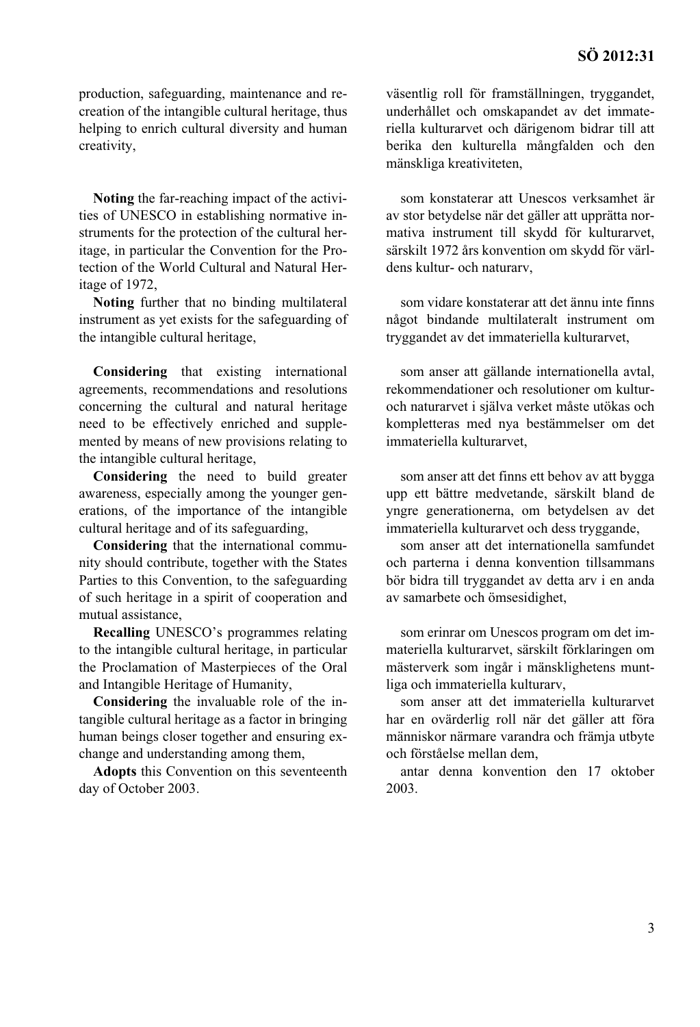production, safeguarding, maintenance and re-creation of the intangible cultural heritage, thus helping to enrich cultural diversity and human creativity,

**Noting** the far-reaching impact of the activities of UNESCO in establishing normative instruments for the protection of the cultural heritage, in particular the Convention for the Protection of the World Cultural and Natural Heritage of 1972,

**Noting** further that no binding multilateral instrument as yet exists for the safeguarding of the intangible cultural heritage,

**Considering** that existing international agreements, recommendations and resolutions concerning the cultural and natural heritage need to be effectively enriched and supplemented by means of new provisions relating to the intangible cultural heritage,

**Considering** the need to build greater awareness, especially among the younger generations, of the importance of the intangible cultural heritage and of its safeguarding,

**Considering** that the international community should contribute, together with the States Parties to this Convention, to the safeguarding of such heritage in a spirit of cooperation and mutual assistance,

**Recalling** UNESCO's programmes relating to the intangible cultural heritage, in particular the Proclamation of Masterpieces of the Oral and Intangible Heritage of Humanity,

**Considering** the invaluable role of the intangible cultural heritage as a factor in bringing human beings closer together and ensuring exchange and understanding among them,

**Adopts** this Convention on this seventeenth day of October 2003.

väsentlig roll för framställningen, tryggandet, underhållet och omskapandet av det immateriella kulturarvet och därigenom bidrar till att berika den kulturella mångfalden och den mänskliga kreativiteten,

som konstaterar att Unescos verksamhet är av stor betydelse när det gäller att upprätta normativa instrument till skydd för kulturarvet, särskilt 1972 års konvention om skydd för världens kultur- och naturarv,

som vidare konstaterar att det ännu inte finns något bindande multilateralt instrument om tryggandet av det immateriella kulturarvet,

som anser att gällande internationella avtal, rekommendationer och resolutioner om kultur- och naturarvet i själva verket måste utökas och kompletteras med nya bestämmelser om det immateriella kulturarvet,

som anser att det finns ett behov av att bygga upp ett bättre medvetande, särskilt bland de yngre generationerna, om betydelsen av det immateriella kulturarvet och dess tryggande,

som anser att det internationella samfundet och parterna i denna konvention tillsammans bör bidra till tryggandet av detta arv i en anda av samarbete och ömsesidighet,

som erinrar om Unescos program om det immateriella kulturarvet, särskilt förklaringen om mästerverk som ingår i mänsklighetens muntliga och immateriella kulturarv,

som anser att det immateriella kulturarvet har en ovärderlig roll när det gäller att föra människor närmare varandra och främja utbyte och förståelse mellan dem,

antar denna konvention den 17 oktober 2003.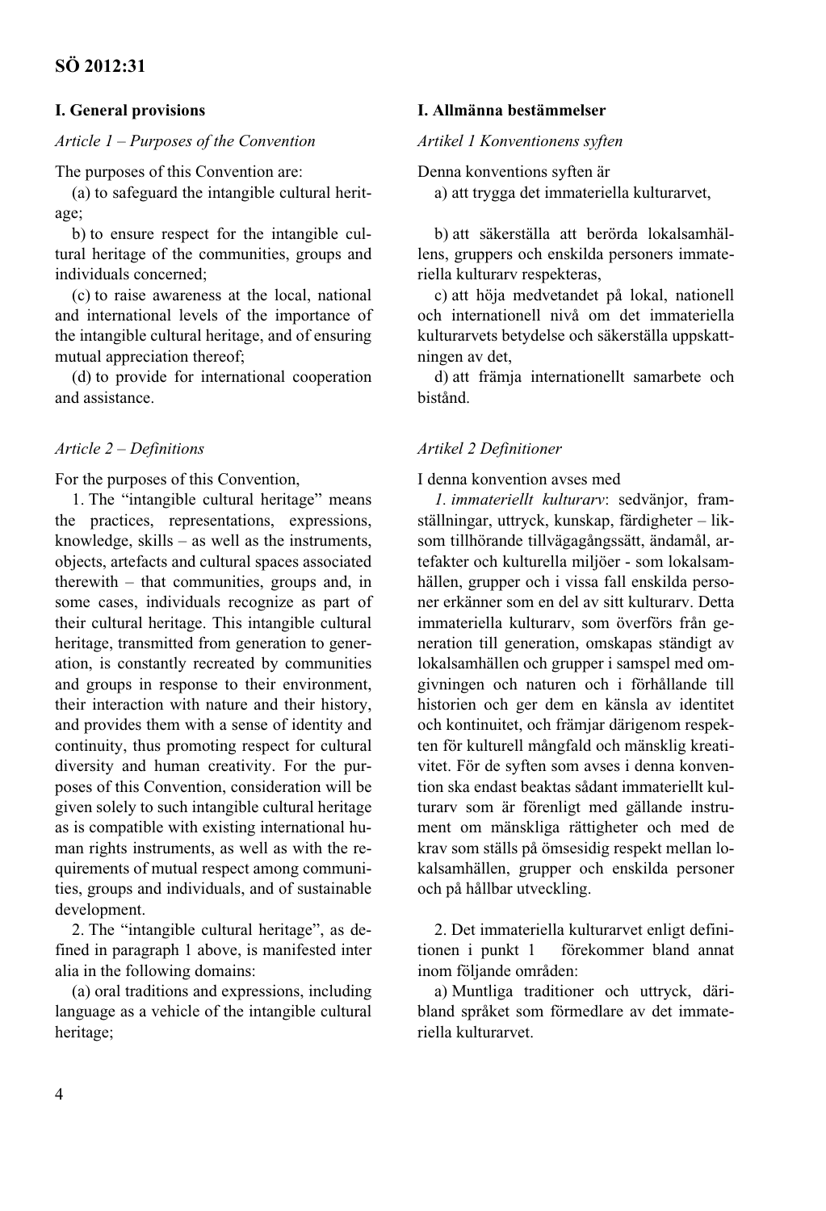## I. General provisions

*Article 1 – Purposes of the Convention*

The purposes of this Convention are:

(a) to safeguard the intangible cultural heritage;

b) to ensure respect for the intangible cultural heritage of the communities, groups and individuals concerned;

(c) to raise awareness at the local, national and international levels of the importance of the intangible cultural heritage, and of ensuring mutual appreciation thereof;

(d) to provide for international cooperation and assistance.

*Article 2 – Definitions*

For the purposes of this Convention,

1. The "intangible cultural heritage" means the practices, representations, expressions, knowledge, skills – as well as the instruments, objects, artefacts and cultural spaces associated therewith – that communities, groups and, in some cases, individuals recognize as part of their cultural heritage. This intangible cultural heritage, transmitted from generation to generation, is constantly recreated by communities and groups in response to their environment, their interaction with nature and their history, and provides them with a sense of identity and continuity, thus promoting respect for cultural diversity and human creativity. For the purposes of this Convention, consideration will be given solely to such intangible cultural heritage as is compatible with existing international human rights instruments, as well as with the requirements of mutual respect among communities, groups and individuals, and of sustainable development.

2. The "intangible cultural heritage", as defined in paragraph 1 above, is manifested inter alia in the following domains:

(a) oral traditions and expressions, including language as a vehicle of the intangible cultural heritage;

## I. Allmänna bestämmelser

*Artikel 1 Konventionens syften*

Denna konventions syften är

a) att trygga det immateriella kulturarvet,

b) att säkerställa att berörda lokalsamhällens, gruppers och enskilda personers immateriella kulturarv respekteras,

c) att höja medvetandet på lokal, nationell och internationell nivå om det immateriella kulturarvets betydelse och säkerställa uppskattningen av det,

d) att främja internationellt samarbete och bistånd.

*Artikel 2 Definitioner*

I denna konvention avses med

*1. immateriellt kulturarv*: sedvänjor, framställningar, uttryck, kunskap, färdigheter – liksom tillhörande tillvägagångssätt, ändamål, artefakter och kulturella miljöer - som lokalsamhällen, grupper och i vissa fall enskilda personer erkänner som en del av sitt kulturarv. Detta immateriella kulturarv, som överförs från generation till generation, omskapas ständigt av lokalsamhällen och grupper i samspel med omgivningen och naturen och i förhållande till historien och ger dem en känsla av identitet och kontinuitet, och främjar därigenom respekten för kulturell mångfald och mänsklig kreativitet. För de syften som avses i denna konvention ska endast beaktas sådant immateriellt kulturarv som är förenligt med gällande instrument om mänskliga rättigheter och med de krav som ställs på ömsesidig respekt mellan lokalsamhällen, grupper och enskilda personer och på hållbar utveckling.

2. Det immateriella kulturarvet enligt definitionen i punkt 1 förekommer bland annat inom följande områden:

a) Muntliga traditioner och uttryck, däribland språket som förmedlare av det immateriella kulturarvet.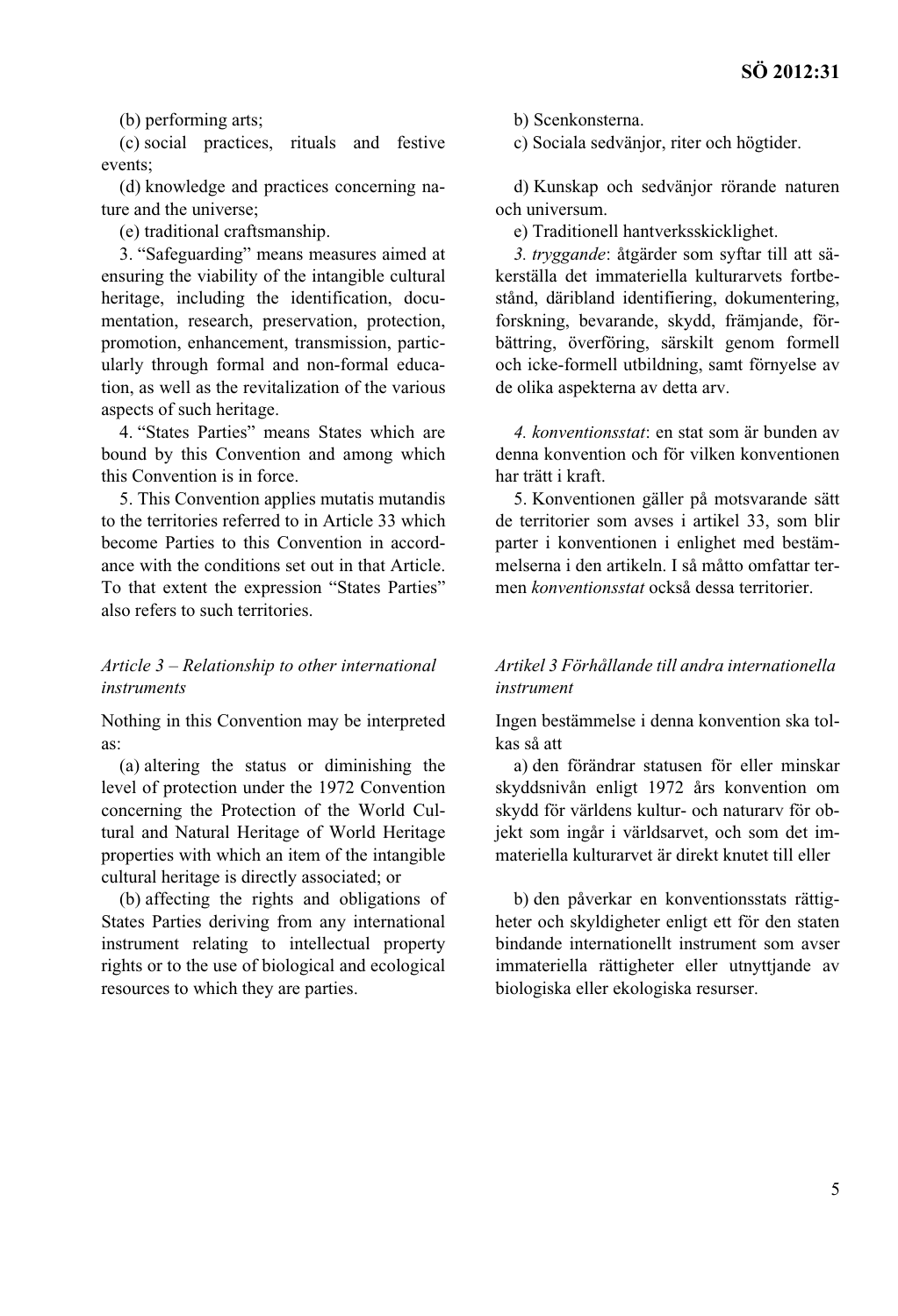(b) performing arts;

(c) social practices, rituals and festive events;

(d) knowledge and practices concerning nature and the universe;

(e) traditional craftsmanship.

3. “Safeguarding” means measures aimed at ensuring the viability of the intangible cultural heritage, including the identification, documentation, research, preservation, protection, promotion, enhancement, transmission, particularly through formal and non-formal education, as well as the revitalization of the various aspects of such heritage.

4. “States Parties” means States which are bound by this Convention and among which this Convention is in force.

5. This Convention applies mutatis mutandis to the territories referred to in Article 33 which become Parties to this Convention in accordance with the conditions set out in that Article. To that extent the expression “States Parties” also refers to such territories.

*Article 3 – Relationship to other international instruments*

Nothing in this Convention may be interpreted as:

(a) altering the status or diminishing the level of protection under the 1972 Convention concerning the Protection of the World Cultural and Natural Heritage of World Heritage properties with which an item of the intangible cultural heritage is directly associated; or

(b) affecting the rights and obligations of States Parties deriving from any international instrument relating to intellectual property rights or to the use of biological and ecological resources to which they are parties.

b) Scenkonsterna.

c) Sociala sedvänjor, riter och högtider.

d) Kunskap och sedvänjor rörande naturen och universum.

e) Traditionell hantverksskicklighet.

*3. tryggande*: åtgärder som syftar till att säkerställa det immateriella kulturarvets fortbestånd, däribland identifiering, dokumentering, forskning, bevarande, skydd, främjande, förbättring, överföring, särskilt genom formell och icke-formell utbildning, samt förnyelse av de olika aspekterna av detta arv.

*4. konventionsstat*: en stat som är bunden av denna konvention och för vilken konventionen har trätt i kraft.

5. Konventionen gäller på motsvarande sätt de territorier som avses i artikel 33, som blir parter i konventionen i enlighet med bestämmelserna i den artikeln. I så måtto omfattar termen *konventionsstat* också dessa territorier.

*Artikel 3 Förhållande till andra internationella instrument*

Ingen bestämmelse i denna konvention ska tolkas så att

a) den förändrar statusen för eller minskar skyddsnivån enligt 1972 års konvention om skydd för världens kultur- och naturarv för objekt som ingår i världsarvet, och som det immateriella kulturarvet är direkt knutet till eller

b) den påverkar en konventionsstats rättigheter och skyldigheter enligt ett för den staten bindande internationellt instrument som avser immateriella rättigheter eller utnyttjande av biologiska eller ekologiska resurser.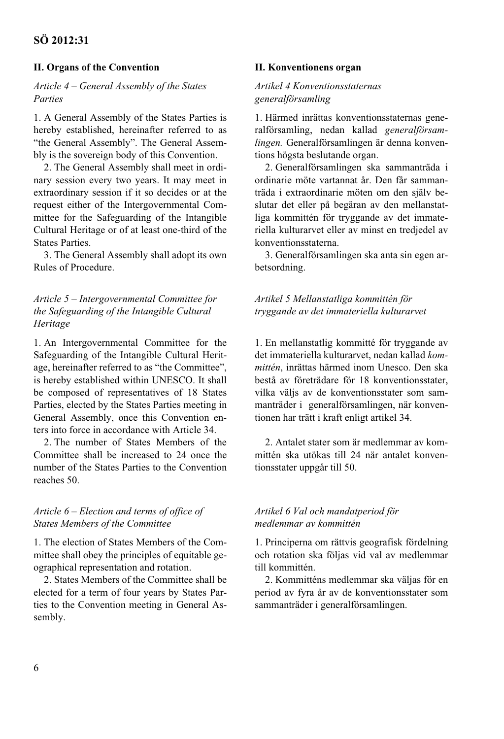## II. Organs of the Convention

*Article 4 – General Assembly of the States Parties*

1. A General Assembly of the States Parties is hereby established, hereinafter referred to as "the General Assembly". The General Assembly is the sovereign body of this Convention.

2. The General Assembly shall meet in ordinary session every two years. It may meet in extraordinary session if it so decides or at the request either of the Intergovernmental Committee for the Safeguarding of the Intangible Cultural Heritage or of at least one-third of the States Parties.

3. The General Assembly shall adopt its own Rules of Procedure.

*Article 5 – Intergovernmental Committee for the Safeguarding of the Intangible Cultural Heritage*

1. An Intergovernmental Committee for the Safeguarding of the Intangible Cultural Heritage, hereinafter referred to as "the Committee", is hereby established within UNESCO. It shall be composed of representatives of 18 States Parties, elected by the States Parties meeting in General Assembly, once this Convention enters into force in accordance with Article 34.

2. The number of States Members of the Committee shall be increased to 24 once the number of the States Parties to the Convention reaches 50.

*Article 6 – Election and terms of office of States Members of the Committee*

1. The election of States Members of the Committee shall obey the principles of equitable geographical representation and rotation.

2. States Members of the Committee shall be elected for a term of four years by States Parties to the Convention meeting in General Assembly.

## II. Konventionens organ

*Artikel 4 Konventionsstaternas generalförsamling*

1. Härmed inrättas konventionsstaternas generalförsamling, nedan kallad *generalförsamlingen.* Generalförsamlingen är denna konventions högsta beslutande organ.

2. Generalförsamlingen ska sammanträda i ordinarie möte vartannat år. Den får sammanträda i extraordinarie möten om den själv beslutar det eller på begäran av den mellanstatliga kommittén för tryggande av det immateriella kulturarvet eller av minst en tredjedel av konventionsstaterna.

3. Generalförsamlingen ska anta sin egen arbetsordning.

*Artikel 5 Mellanstatliga kommittén för tryggande av det immateriella kulturarvet*

1. En mellanstatlig kommitté för tryggande av det immateriella kulturarvet, nedan kallad *kommittén*, inrättas härmed inom Unesco. Den ska bestå av företrädare för 18 konventionsstater, vilka väljs av de konventionsstater som sammanträder i generalförsamlingen, när konventionen har trätt i kraft enligt artikel 34.

2. Antalet stater som är medlemmar av kommittén ska utökas till 24 när antalet konventionsstater uppgår till 50.

*Artikel 6 Val och mandatperiod för medlemmar av kommittén*

1. Principerna om rättvis geografisk fördelning och rotation ska följas vid val av medlemmar till kommittén.

2. Kommitténs medlemmar ska väljas för en period av fyra år av de konventionsstater som sammanträder i generalförsamlingen.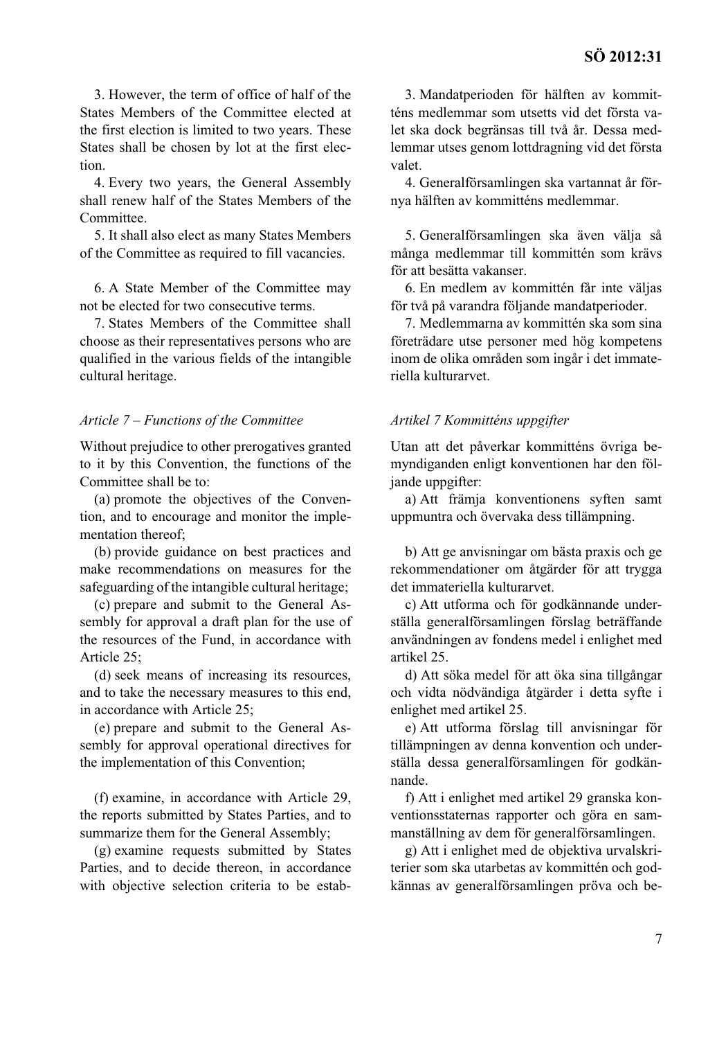3. However, the term of office of half of the States Members of the Committee elected at the first election is limited to two years. These States shall be chosen by lot at the first election.

4. Every two years, the General Assembly shall renew half of the States Members of the Committee.

5. It shall also elect as many States Members of the Committee as required to fill vacancies.

6. A State Member of the Committee may not be elected for two consecutive terms.

7. States Members of the Committee shall choose as their representatives persons who are qualified in the various fields of the intangible cultural heritage.

*Article 7 – Functions of the Committee*

Without prejudice to other prerogatives granted to it by this Convention, the functions of the Committee shall be to:

(a) promote the objectives of the Convention, and to encourage and monitor the implementation thereof;

(b) provide guidance on best practices and make recommendations on measures for the safeguarding of the intangible cultural heritage;

(c) prepare and submit to the General Assembly for approval a draft plan for the use of the resources of the Fund, in accordance with Article 25;

(d) seek means of increasing its resources, and to take the necessary measures to this end, in accordance with Article 25;

(e) prepare and submit to the General Assembly for approval operational directives for the implementation of this Convention;

(f) examine, in accordance with Article 29, the reports submitted by States Parties, and to summarize them for the General Assembly;

(g) examine requests submitted by States Parties, and to decide thereon, in accordance with objective selection criteria to be estab-

3. Mandatperioden för hälften av kommitténs medlemmar som utsetts vid det första valet ska dock begränsas till två år. Dessa medlemmar utses genom lottdragning vid det första valet.

4. Generalförsamlingen ska vartannat år förnya hälften av kommitténs medlemmar.

5. Generalförsamlingen ska även välja så många medlemmar till kommittén som krävs för att besätta vakanser.

6. En medlem av kommittén får inte väljas för två på varandra följande mandatperioder.

7. Medlemmarna av kommittén ska som sina företrädare utse personer med hög kompetens inom de olika områden som ingår i det immateriella kulturarvet.

*Artikel 7 Kommitténs uppgifter*

Utan att det påverkar kommitténs övriga bemyndiganden enligt konventionen har den följande uppgifter:

a) Att främja konventionens syften samt uppmuntra och övervaka dess tillämpning.

b) Att ge anvisningar om bästa praxis och ge rekommendationer om åtgärder för att trygga det immateriella kulturarvet.

c) Att utforma och för godkännande underställa generalförsamlingen förslag beträffande användningen av fondens medel i enlighet med artikel 25.

d) Att söka medel för att öka sina tillgångar och vidta nödvändiga åtgärder i detta syfte i enlighet med artikel 25.

e) Att utforma förslag till anvisningar för tillämpningen av denna konvention och underställa dessa generalförsamlingen för godkännande.

f) Att i enlighet med artikel 29 granska konventionsstaternas rapporter och göra en sammanställning av dem för generalförsamlingen.

g) Att i enlighet med de objektiva urvalskriterier som ska utarbetas av kommittén och godkännas av generalförsamlingen pröva och be-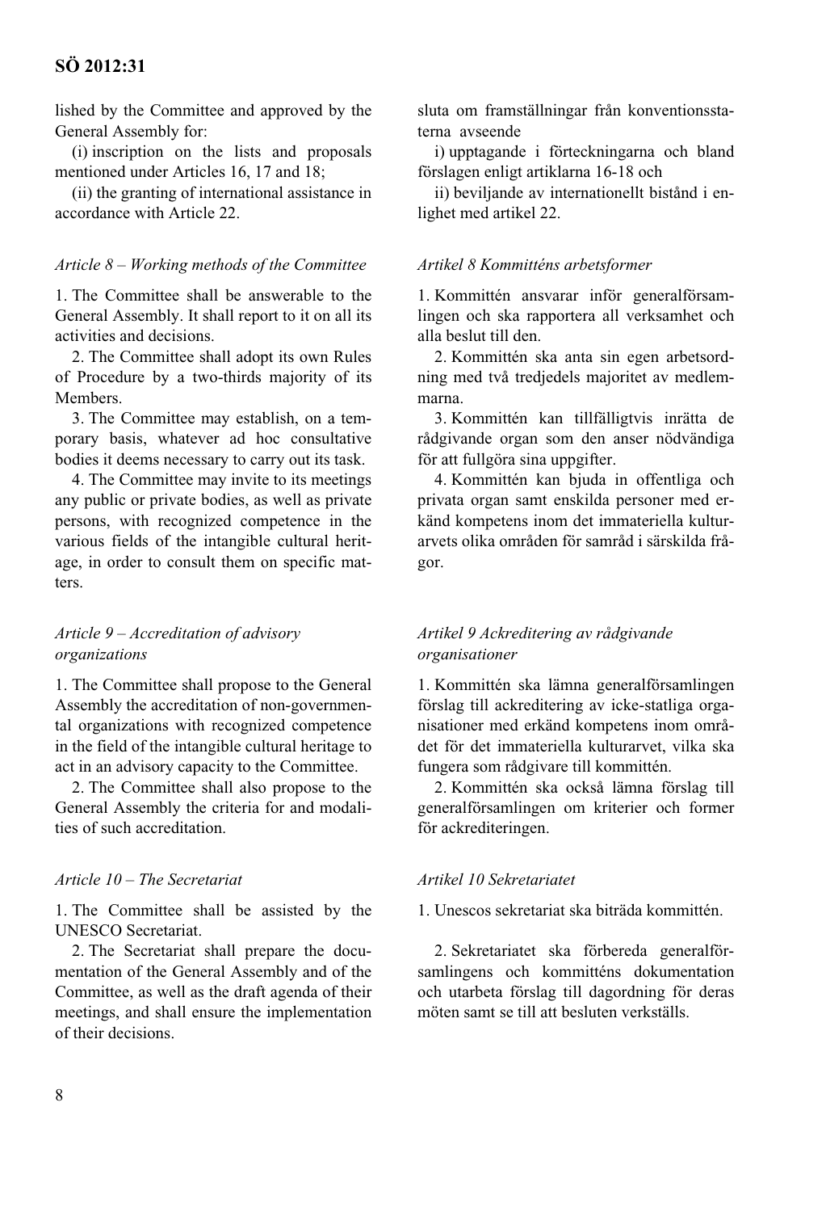lished by the Committee and approved by the General Assembly for:

(i) inscription on the lists and proposals mentioned under Articles 16, 17 and 18;

(ii) the granting of international assistance in accordance with Article 22.

sluta om framställningar från konventionsstaterna avseende

i) upptagande i förteckningarna och bland förslagen enligt artiklarna 16-18 och

ii) beviljande av internationellt bistånd i enlighet med artikel 22.

*Article 8 – Working methods of the Committee*

1. The Committee shall be answerable to the General Assembly. It shall report to it on all its activities and decisions.

2. The Committee shall adopt its own Rules of Procedure by a two-thirds majority of its Members.

3. The Committee may establish, on a temporary basis, whatever ad hoc consultative bodies it deems necessary to carry out its task.

4. The Committee may invite to its meetings any public or private bodies, as well as private persons, with recognized competence in the various fields of the intangible cultural heritage, in order to consult them on specific matters.

*Artikel 8 Kommitténs arbetsformer*

1. Kommittén ansvarar inför generalförsamlingen och ska rapportera all verksamhet och alla beslut till den.

2. Kommittén ska anta sin egen arbetsordning med två tredjedels majoritet av medlemmarna.

3. Kommittén kan tillfälligtvis inrätta de rådgivande organ som den anser nödvändiga för att fullgöra sina uppgifter.

4. Kommittén kan bjuda in offentliga och privata organ samt enskilda personer med erkänd kompetens inom det immateriella kulturarvets olika områden för samråd i särskilda frågor.

*Article 9 – Accreditation of advisory organizations*

1. The Committee shall propose to the General Assembly the accreditation of non-governmental organizations with recognized competence in the field of the intangible cultural heritage to act in an advisory capacity to the Committee.

2. The Committee shall also propose to the General Assembly the criteria for and modalities of such accreditation.

*Artikel 9 Ackreditering av rådgivande organisationer*

1. Kommittén ska lämna generalförsamlingen förslag till ackreditering av icke-statliga organisationer med erkänd kompetens inom området för det immateriella kulturarvet, vilka ska fungera som rådgivare till kommittén.

2. Kommittén ska också lämna förslag till generalförsamlingen om kriterier och former för ackrediteringen.

*Article 10 – The Secretariat*

1. The Committee shall be assisted by the UNESCO Secretariat.

2. The Secretariat shall prepare the documentation of the General Assembly and of the Committee, as well as the draft agenda of their meetings, and shall ensure the implementation of their decisions.

*Artikel 10 Sekretariatet*

1. Unescos sekretariat ska biträda kommittén.

2. Sekretariatet ska förbereda generalförsamlingens och kommitténs dokumentation och utarbeta förslag till dagordning för deras möten samt se till att besluten verkställs.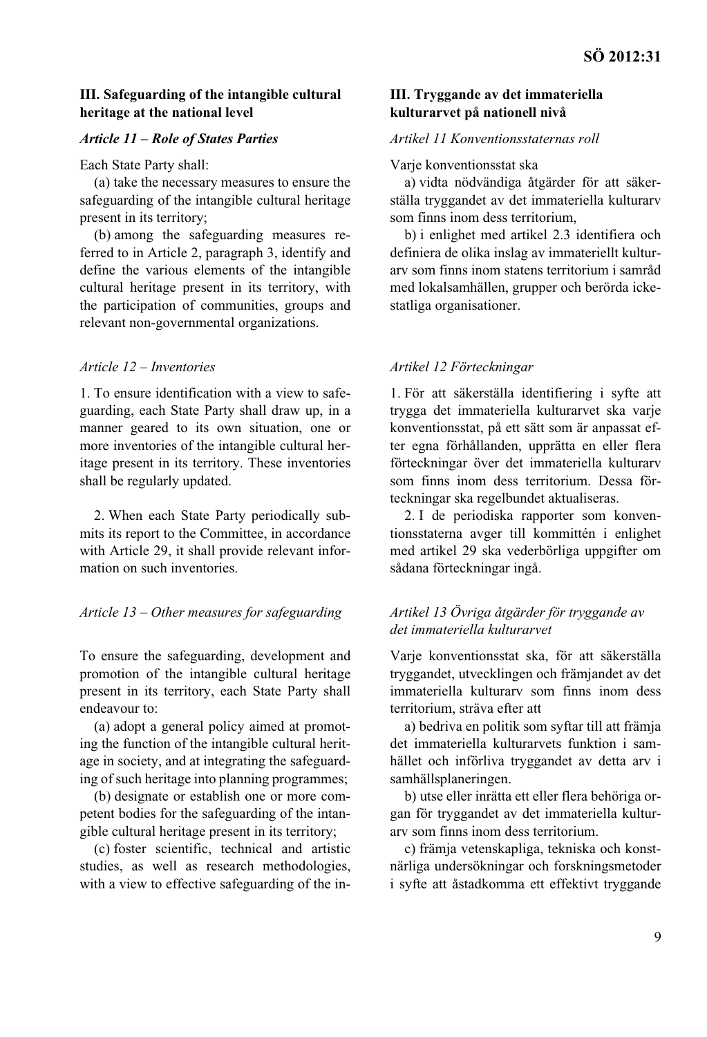## III. Safeguarding of the intangible cultural heritage at the national level

### *Article 11 – Role of States Parties*

Each State Party shall:

(a) take the necessary measures to ensure the safeguarding of the intangible cultural heritage present in its territory;

(b) among the safeguarding measures referred to in Article 2, paragraph 3, identify and define the various elements of the intangible cultural heritage present in its territory, with the participation of communities, groups and relevant non-governmental organizations.

### *Article 12 – Inventories*

1. To ensure identification with a view to safeguarding, each State Party shall draw up, in a manner geared to its own situation, one or more inventories of the intangible cultural heritage present in its territory. These inventories shall be regularly updated.

2. When each State Party periodically submits its report to the Committee, in accordance with Article 29, it shall provide relevant information on such inventories.

### *Article 13 – Other measures for safeguarding*

To ensure the safeguarding, development and promotion of the intangible cultural heritage present in its territory, each State Party shall endeavour to:

(a) adopt a general policy aimed at promoting the function of the intangible cultural heritage in society, and at integrating the safeguarding of such heritage into planning programmes;

(b) designate or establish one or more competent bodies for the safeguarding of the intangible cultural heritage present in its territory;

(c) foster scientific, technical and artistic studies, as well as research methodologies, with a view to effective safeguarding of the in-

## III. Tryggande av det immateriella kulturarvet på nationell nivå

### *Artikel 11 Konventionsstaternas roll*

Varje konventionsstat ska

a) vidta nödvändiga åtgärder för att säkerställa tryggandet av det immateriella kulturarv som finns inom dess territorium,

b) i enlighet med artikel 2.3 identifiera och definiera de olika inslag av immateriellt kulturarv som finns inom statens territorium i samråd med lokalsamhällen, grupper och berörda icke-statliga organisationer.

### *Artikel 12 Förteckningar*

1. För att säkerställa identifiering i syfte att trygga det immateriella kulturarvet ska varje konventionsstat, på ett sätt som är anpassat efter egna förhållanden, upprätta en eller flera förteckningar över det immateriella kulturarv som finns inom dess territorium. Dessa förteckningar ska regelbundet aktualiseras.

2. I de periodiska rapporter som konventionsstaterna avger till kommittén i enlighet med artikel 29 ska vederbörliga uppgifter om sådana förteckningar ingå.

### *Artikel 13 Övriga åtgärder för tryggande av det immateriella kulturarvet*

Varje konventionsstat ska, för att säkerställa tryggandet, utvecklingen och främjandet av det immateriella kulturarv som finns inom dess territorium, sträva efter att

a) bedriva en politik som syftar till att främja det immateriella kulturarvets funktion i samhället och införliva tryggandet av detta arv i samhällsplaneringen.

b) utse eller inrätta ett eller flera behöriga organ för tryggandet av det immateriella kulturarv som finns inom dess territorium.

c) främja vetenskapliga, tekniska och konstnärliga undersökningar och forskningsmetoder i syfte att åstadkomma ett effektivt tryggande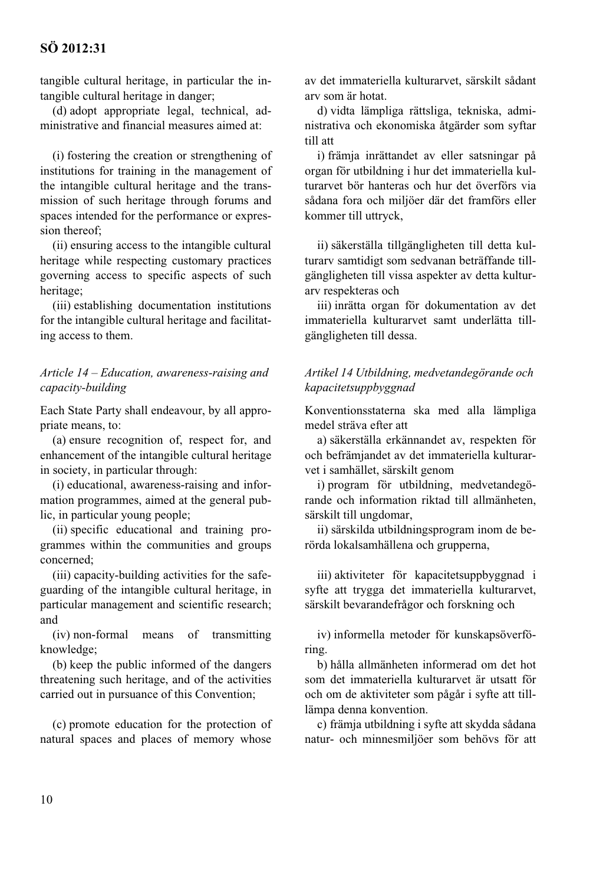tangible cultural heritage, in particular the intangible cultural heritage in danger;

(d) adopt appropriate legal, technical, administrative and financial measures aimed at:

(i) fostering the creation or strengthening of institutions for training in the management of the intangible cultural heritage and the transmission of such heritage through forums and spaces intended for the performance or expression thereof;

(ii) ensuring access to the intangible cultural heritage while respecting customary practices governing access to specific aspects of such heritage;

(iii) establishing documentation institutions for the intangible cultural heritage and facilitating access to them.

*Article 14 – Education, awareness-raising and capacity-building*

Each State Party shall endeavour, by all appropriate means, to:

(a) ensure recognition of, respect for, and enhancement of the intangible cultural heritage in society, in particular through:

(i) educational, awareness-raising and information programmes, aimed at the general public, in particular young people;

(ii) specific educational and training programmes within the communities and groups concerned;

(iii) capacity-building activities for the safeguarding of the intangible cultural heritage, in particular management and scientific research; and

(iv) non-formal means of transmitting knowledge;

(b) keep the public informed of the dangers threatening such heritage, and of the activities carried out in pursuance of this Convention;

(c) promote education for the protection of natural spaces and places of memory whose

av det immateriella kulturarvet, särskilt sådant arv som är hotat.

d) vidta lämpliga rättsliga, tekniska, administrativa och ekonomiska åtgärder som syftar till att

i) främja inrättandet av eller satsningar på organ för utbildning i hur det immateriella kulturarvet bör hanteras och hur det överförs via sådana fora och miljöer där det framförs eller kommer till uttryck,

ii) säkerställa tillgängligheten till detta kulturarv samtidigt som sedvanan beträffande tillgängligheten till vissa aspekter av detta kulturarv respekteras och

iii) inrätta organ för dokumentation av det immateriella kulturarvet samt underlätta tillgängligheten till dessa.

*Artikel 14 Utbildning, medvetandegörande och kapacitetsuppbyggnad*

Konventionsstaterna ska med alla lämpliga medel sträva efter att

a) säkerställa erkännandet av, respekten för och befrämjandet av det immateriella kulturarvet i samhället, särskilt genom

i) program för utbildning, medvetandegörande och information riktad till allmänheten, särskilt till ungdomar,

ii) särskilda utbildningsprogram inom de berörda lokalsamhällena och grupperna,

iii) aktiviteter för kapacitetsuppbyggnad i syfte att trygga det immateriella kulturarvet, särskilt bevarandefrågor och forskning och

iv) informella metoder för kunskapsöverföring.

b) hålla allmänheten informerad om det hot som det immateriella kulturarvet är utsatt för och om de aktiviteter som pågår i syfte att tillämpa denna konvention.

c) främja utbildning i syfte att skydda sådana natur- och minnesmiljöer som behövs för att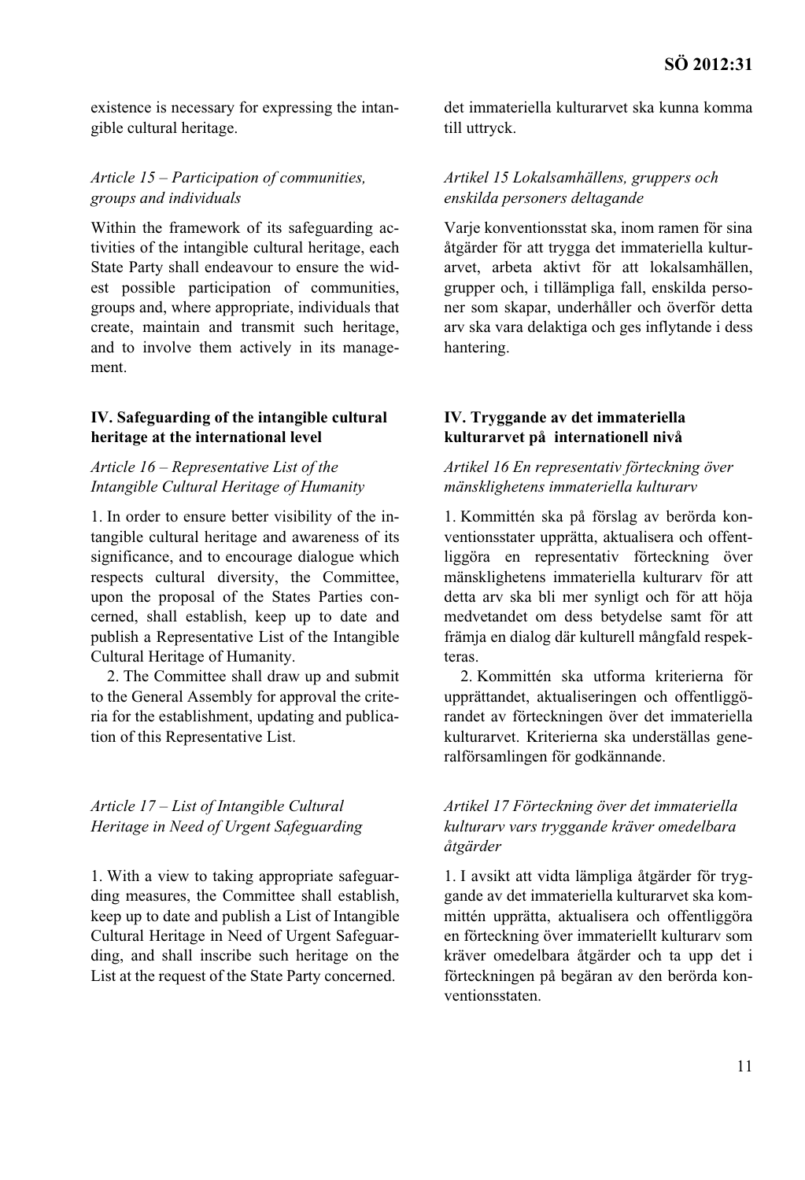existence is necessary for expressing the intangible cultural heritage.

*Article 15 – Participation of communities, groups and individuals*

Within the framework of its safeguarding activities of the intangible cultural heritage, each State Party shall endeavour to ensure the widest possible participation of communities, groups and, where appropriate, individuals that create, maintain and transmit such heritage, and to involve them actively in its management.

### IV. Safeguarding of the intangible cultural heritage at the international level

*Article 16 – Representative List of the Intangible Cultural Heritage of Humanity*

1. In order to ensure better visibility of the intangible cultural heritage and awareness of its significance, and to encourage dialogue which respects cultural diversity, the Committee, upon the proposal of the States Parties concerned, shall establish, keep up to date and publish a Representative List of the Intangible Cultural Heritage of Humanity.

2. The Committee shall draw up and submit to the General Assembly for approval the criteria for the establishment, updating and publication of this Representative List.

*Article 17 – List of Intangible Cultural Heritage in Need of Urgent Safeguarding*

1. With a view to taking appropriate safeguarding measures, the Committee shall establish, keep up to date and publish a List of Intangible Cultural Heritage in Need of Urgent Safeguarding, and shall inscribe such heritage on the List at the request of the State Party concerned.

det immateriella kulturarvet ska kunna komma till uttryck.

*Artikel 15 Lokalsamhällens, gruppers och enskilda personers deltagande*

Varje konventionsstat ska, inom ramen för sina åtgärder för att trygga det immateriella kulturarvet, arbeta aktivt för att lokalsamhällen, grupper och, i tillämpliga fall, enskilda personer som skapar, underhåller och överför detta arv ska vara delaktiga och ges inflytande i dess hantering.

### IV. Tryggande av det immateriella kulturarvet på internationell nivå

*Artikel 16 En representativ förteckning över mänsklighetens immateriella kulturarv*

1. Kommittén ska på förslag av berörda konventionsstater upprätta, aktualisera och offentliggöra en representativ förteckning över mänsklighetens immateriella kulturarv för att detta arv ska bli mer synligt och för att höja medvetandet om dess betydelse samt för att främja en dialog där kulturell mångfald respekteras.

2. Kommittén ska utforma kriterierna för upprättandet, aktualiseringen och offentliggörandet av förteckningen över det immateriella kulturarvet. Kriterierna ska underställas generalförsamlingen för godkännande.

*Artikel 17 Förteckning över det immateriella kulturarv vars tryggande kräver omedelbara åtgärder*

1. I avsikt att vidta lämpliga åtgärder för tryggande av det immateriella kulturarvet ska kommittén upprätta, aktualisera och offentliggöra en förteckning över immateriellt kulturarv som kräver omedelbara åtgärder och ta upp det i förteckningen på begäran av den berörda konventionsstaten.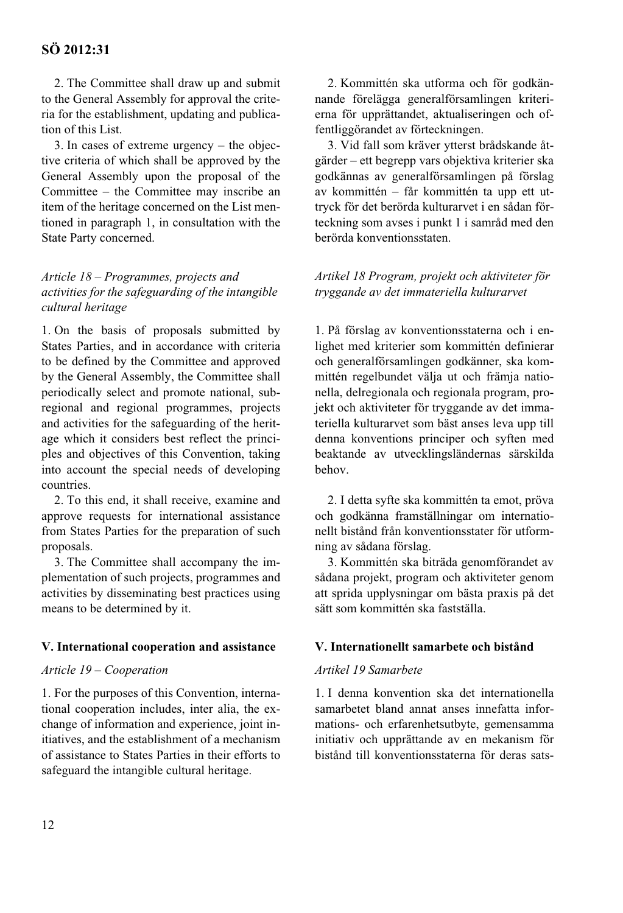2. The Committee shall draw up and submit to the General Assembly for approval the criteria for the establishment, updating and publication of this List.

3. In cases of extreme urgency – the objective criteria of which shall be approved by the General Assembly upon the proposal of the Committee – the Committee may inscribe an item of the heritage concerned on the List mentioned in paragraph 1, in consultation with the State Party concerned.

*Article 18 – Programmes, projects and activities for the safeguarding of the intangible cultural heritage*

1. On the basis of proposals submitted by States Parties, and in accordance with criteria to be defined by the Committee and approved by the General Assembly, the Committee shall periodically select and promote national, subregional and regional programmes, projects and activities for the safeguarding of the heritage which it considers best reflect the principles and objectives of this Convention, taking into account the special needs of developing countries.

2. To this end, it shall receive, examine and approve requests for international assistance from States Parties for the preparation of such proposals.

3. The Committee shall accompany the implementation of such projects, programmes and activities by disseminating best practices using means to be determined by it.

**V. International cooperation and assistance**

*Article 19 – Cooperation*

1. For the purposes of this Convention, international cooperation includes, inter alia, the exchange of information and experience, joint initiatives, and the establishment of a mechanism of assistance to States Parties in their efforts to safeguard the intangible cultural heritage.

2. Kommittén ska utforma och för godkännande förelägga generalförsamlingen kriterierna för upprättandet, aktualiseringen och offentliggörandet av förteckningen.

3. Vid fall som kräver ytterst brådskande åtgärder – ett begrepp vars objektiva kriterier ska godkännas av generalförsamlingen på förslag av kommittén – får kommittén ta upp ett uttryck för det berörda kulturarvet i en sådan förteckning som avses i punkt 1 i samråd med den berörda konventionsstaten.

*Artikel 18 Program, projekt och aktiviteter för tryggande av det immateriella kulturarvet*

1. På förslag av konventionsstaterna och i enlighet med kriterier som kommittén definierar och generalförsamlingen godkänner, ska kommittén regelbundet välja ut och främja nationella, delregionala och regionala program, projekt och aktiviteter för tryggande av det immateriella kulturarvet som bäst anses leva upp till denna konventions principer och syften med beaktande av utvecklingsländernas särskilda behov.

2. I detta syfte ska kommittén ta emot, pröva och godkänna framställningar om internationellt bistånd från konventionsstater för utformning av sådana förslag.

3. Kommittén ska biträda genomförandet av sådana projekt, program och aktiviteter genom att sprida upplysningar om bästa praxis på det sätt som kommittén ska fastställa.

**V. Internationellt samarbete och bistånd**

*Artikel 19 Samarbete*

1. I denna konvention ska det internationella samarbetet bland annat anses innefatta informations- och erfarenhetsutbyte, gemensamma initiativ och upprättande av en mekanism för bistånd till konventionsstaterna för deras sats-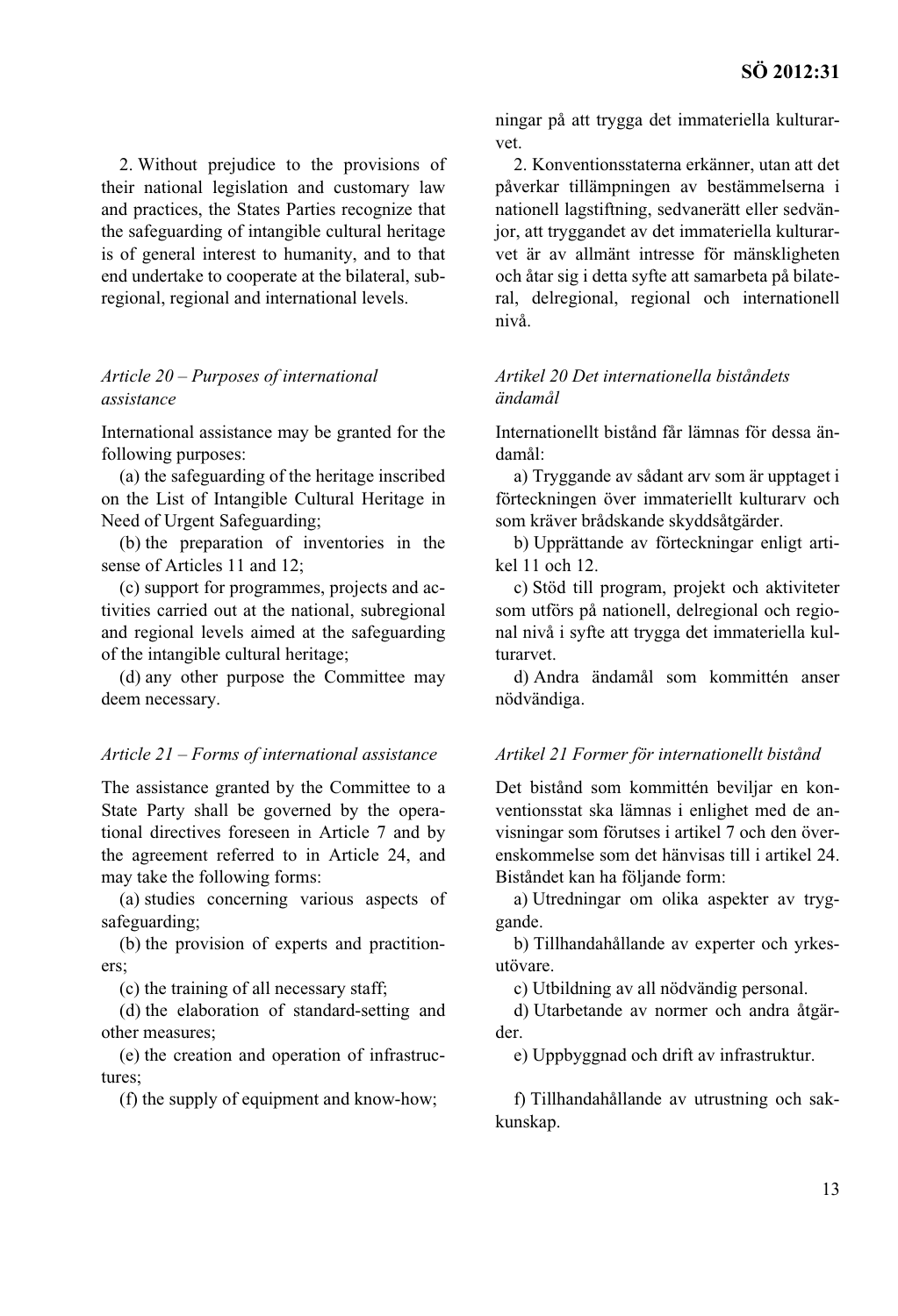2. Without prejudice to the provisions of their national legislation and customary law and practices, the States Parties recognize that the safeguarding of intangible cultural heritage is of general interest to humanity, and to that end undertake to cooperate at the bilateral, subregional, regional and international levels.

*Article 20 – Purposes of international assistance*

International assistance may be granted for the following purposes:

(a) the safeguarding of the heritage inscribed on the List of Intangible Cultural Heritage in Need of Urgent Safeguarding;

(b) the preparation of inventories in the sense of Articles 11 and 12;

(c) support for programmes, projects and activities carried out at the national, subregional and regional levels aimed at the safeguarding of the intangible cultural heritage;

(d) any other purpose the Committee may deem necessary.

*Article 21 – Forms of international assistance*

The assistance granted by the Committee to a State Party shall be governed by the operational directives foreseen in Article 7 and by the agreement referred to in Article 24, and may take the following forms:

(a) studies concerning various aspects of safeguarding;

(b) the provision of experts and practitioners;

(c) the training of all necessary staff;

(d) the elaboration of standard-setting and other measures;

(e) the creation and operation of infrastructures;

(f) the supply of equipment and know-how;

ningar på att trygga det immateriella kulturarvet.

2. Konventionsstaterna erkänner, utan att det påverkar tillämpningen av bestämmelserna i nationell lagstiftning, sedvanerätt eller sedvänjor, att tryggandet av det immateriella kulturarvet är av allmänt intresse för mänskligheten och åtar sig i detta syfte att samarbeta på bilateral, delregional, regional och internationell nivå.

*Artikel 20 Det internationella biståndets ändamål*

Internationellt bistånd får lämnas för dessa ändamål:

a) Tryggande av sådant arv som är upptaget i förteckningen över immateriellt kulturarv och som kräver brådskande skyddsåtgärder.

b) Upprättande av förteckningar enligt artikel 11 och 12.

c) Stöd till program, projekt och aktiviteter som utförs på nationell, delregional och regional nivå i syfte att trygga det immateriella kulturarvet.

d) Andra ändamål som kommittén anser nödvändiga.

*Artikel 21 Former för internationellt bistånd*

Det bistånd som kommittén beviljar en konventionsstat ska lämnas i enlighet med de anvisningar som förutses i artikel 7 och den överenskommelse som det hänvisas till i artikel 24. Biståndet kan ha följande form:

a) Utredningar om olika aspekter av tryggande.

b) Tillhandahållande av experter och yrkesutövare.

c) Utbildning av all nödvändig personal.

d) Utarbetande av normer och andra åtgärder.

e) Uppbyggnad och drift av infrastruktur.

f) Tillhandahållande av utrustning och sakkunskap.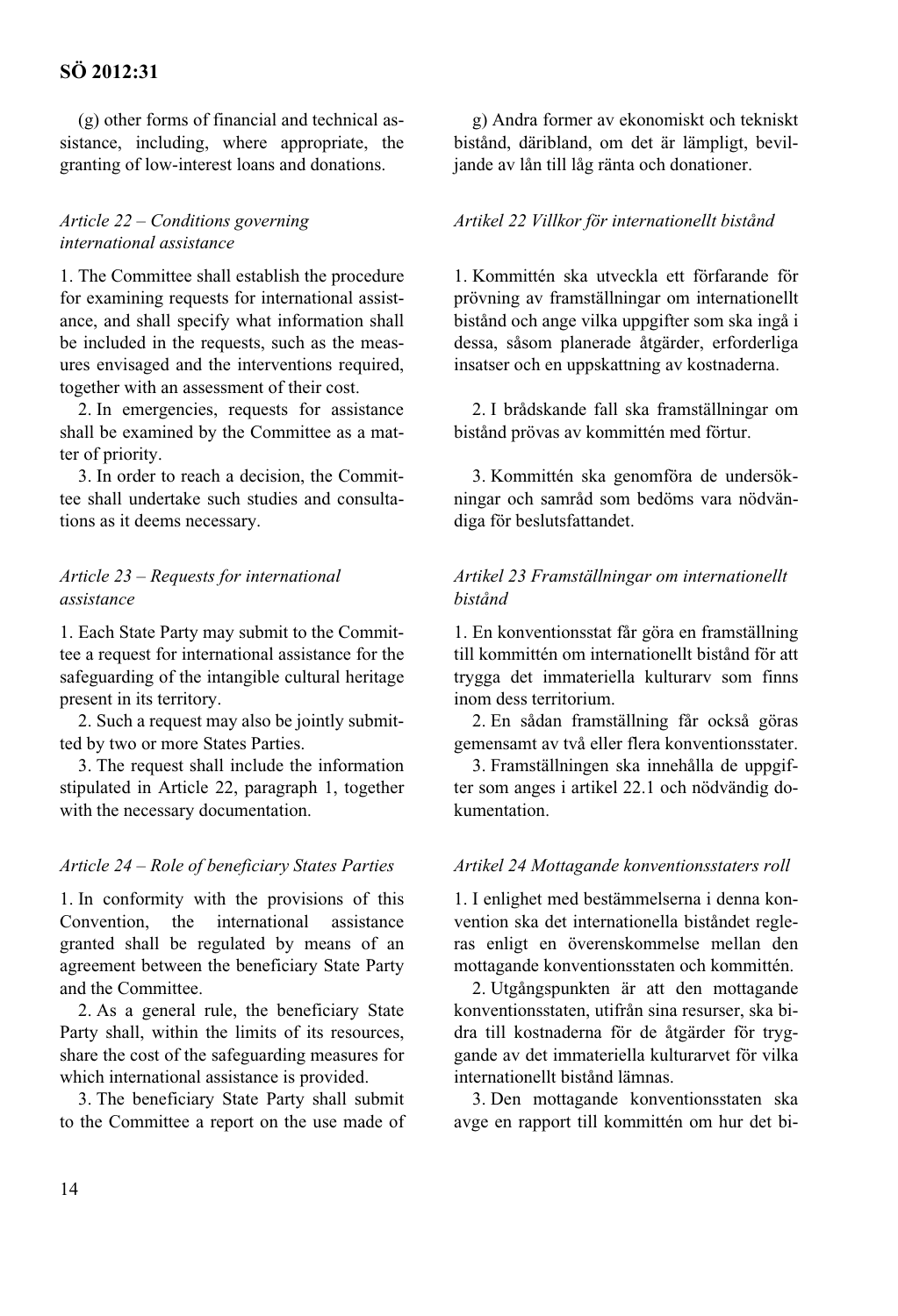(g) other forms of financial and technical assistance, including, where appropriate, the granting of low-interest loans and donations.

g) Andra former av ekonomiskt och tekniskt bistånd, däribland, om det är lämpligt, beviljande av lån till låg ränta och donationer.

*Article 22 – Conditions governing international assistance*

1. The Committee shall establish the procedure for examining requests for international assistance, and shall specify what information shall be included in the requests, such as the measures envisaged and the interventions required, together with an assessment of their cost.

2. In emergencies, requests for assistance shall be examined by the Committee as a matter of priority.

3. In order to reach a decision, the Committee shall undertake such studies and consultations as it deems necessary.

*Artikel 22 Villkor för internationellt bistånd*

1. Kommittén ska utveckla ett förfarande för prövning av framställningar om internationellt bistånd och ange vilka uppgifter som ska ingå i dessa, såsom planerade åtgärder, erforderliga insatser och en uppskattning av kostnaderna.

2. I brådskande fall ska framställningar om bistånd prövas av kommittén med förtur.

3. Kommittén ska genomföra de undersökningar och samråd som bedöms vara nödvändiga för beslutsfattandet.

*Article 23 – Requests for international assistance*

1. Each State Party may submit to the Committee a request for international assistance for the safeguarding of the intangible cultural heritage present in its territory.

2. Such a request may also be jointly submitted by two or more States Parties.

3. The request shall include the information stipulated in Article 22, paragraph 1, together with the necessary documentation.

*Artikel 23 Framställningar om internationellt bistånd*

1. En konventionsstat får göra en framställning till kommittén om internationellt bistånd för att trygga det immateriella kulturarv som finns inom dess territorium.

2. En sådan framställning får också göras gemensamt av två eller flera konventionsstater.

3. Framställningen ska innehålla de uppgifter som anges i artikel 22.1 och nödvändig dokumentation.

*Article 24 – Role of beneficiary States Parties*

1. In conformity with the provisions of this Convention, the international assistance granted shall be regulated by means of an agreement between the beneficiary State Party and the Committee.

2. As a general rule, the beneficiary State Party shall, within the limits of its resources, share the cost of the safeguarding measures for which international assistance is provided.

3. The beneficiary State Party shall submit to the Committee a report on the use made of

*Artikel 24 Mottagande konventionsstaters roll*

1. I enlighet med bestämmelserna i denna konvention ska det internationella biståndet regleras enligt en överenskommelse mellan den mottagande konventionsstaten och kommittén.

2. Utgångspunkten är att den mottagande konventionsstaten, utifrån sina resurser, ska bidra till kostnaderna för de åtgärder för tryggande av det immateriella kulturarvet för vilka internationellt bistånd lämnas.

3. Den mottagande konventionsstaten ska avge en rapport till kommittén om hur det bi-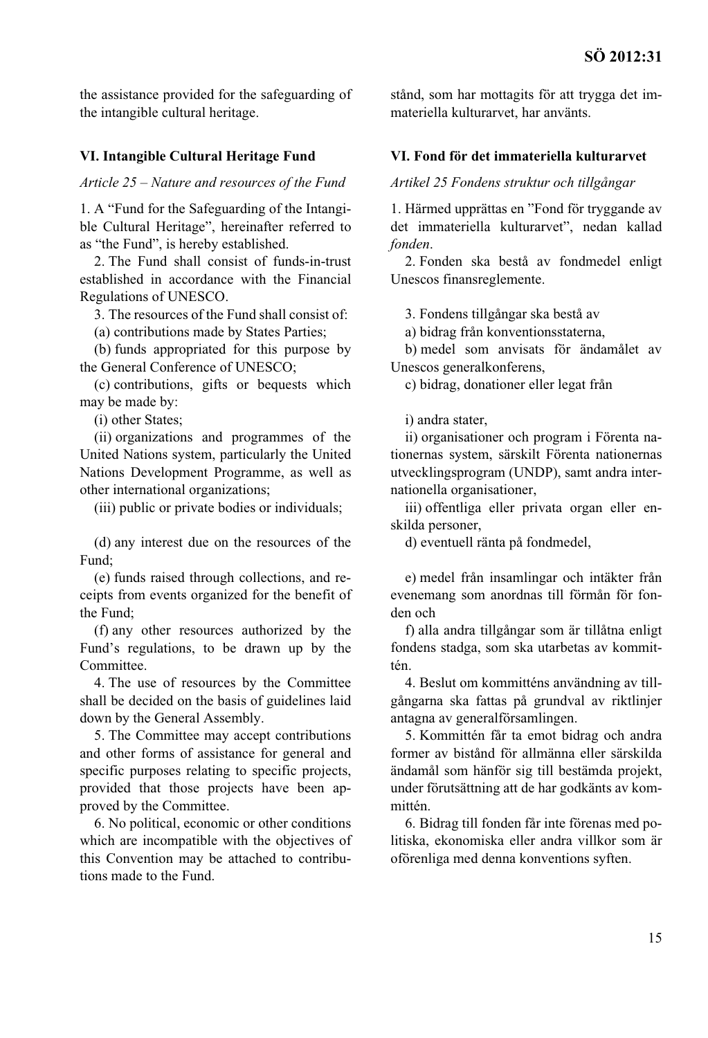the assistance provided for the safeguarding of the intangible cultural heritage.

## VI. Intangible Cultural Heritage Fund

*Article 25 – Nature and resources of the Fund*

1. A "Fund for the Safeguarding of the Intangible Cultural Heritage", hereinafter referred to as "the Fund", is hereby established.

2. The Fund shall consist of funds-in-trust established in accordance with the Financial Regulations of UNESCO.

3. The resources of the Fund shall consist of:

(a) contributions made by States Parties;

(b) funds appropriated for this purpose by the General Conference of UNESCO;

(c) contributions, gifts or bequests which may be made by:

(i) other States;

(ii) organizations and programmes of the United Nations system, particularly the United Nations Development Programme, as well as other international organizations;

(iii) public or private bodies or individuals;

(d) any interest due on the resources of the Fund;

(e) funds raised through collections, and receipts from events organized for the benefit of the Fund;

(f) any other resources authorized by the Fund's regulations, to be drawn up by the Committee.

4. The use of resources by the Committee shall be decided on the basis of guidelines laid down by the General Assembly.

5. The Committee may accept contributions and other forms of assistance for general and specific purposes relating to specific projects, provided that those projects have been approved by the Committee.

6. No political, economic or other conditions which are incompatible with the objectives of this Convention may be attached to contributions made to the Fund.

stånd, som har mottagits för att trygga det immateriella kulturarvet, har använts.

## VI. Fond för det immateriella kulturarvet

*Artikel 25 Fondens struktur och tillgångar*

1. Härmed upprättas en "Fond för tryggande av det immateriella kulturarvet", nedan kallad *fonden*.

2. Fonden ska bestå av fondmedel enligt Unescos finansreglemente.

3. Fondens tillgångar ska bestå av

a) bidrag från konventionsstaterna,

b) medel som anvisats för ändamålet av Unescos generalkonferens,

c) bidrag, donationer eller legat från

i) andra stater,

ii) organisationer och program i Förenta nationernas system, särskilt Förenta nationernas utvecklingsprogram (UNDP), samt andra internationella organisationer,

iii) offentliga eller privata organ eller enskilda personer,

d) eventuell ränta på fondmedel,

e) medel från insamlingar och intäkter från evenemang som anordnas till förmån för fonden och

f) alla andra tillgångar som är tillåtna enligt fondens stadga, som ska utarbetas av kommittén.

4. Beslut om kommitténs användning av tillgångarna ska fattas på grundval av riktlinjer antagna av generalförsamlingen.

5. Kommittén får ta emot bidrag och andra former av bistånd för allmänna eller särskilda ändamål som hänför sig till bestämda projekt, under förutsättning att de har godkänts av kommittén.

6. Bidrag till fonden får inte förenas med politiska, ekonomiska eller andra villkor som är oförenliga med denna konventions syften.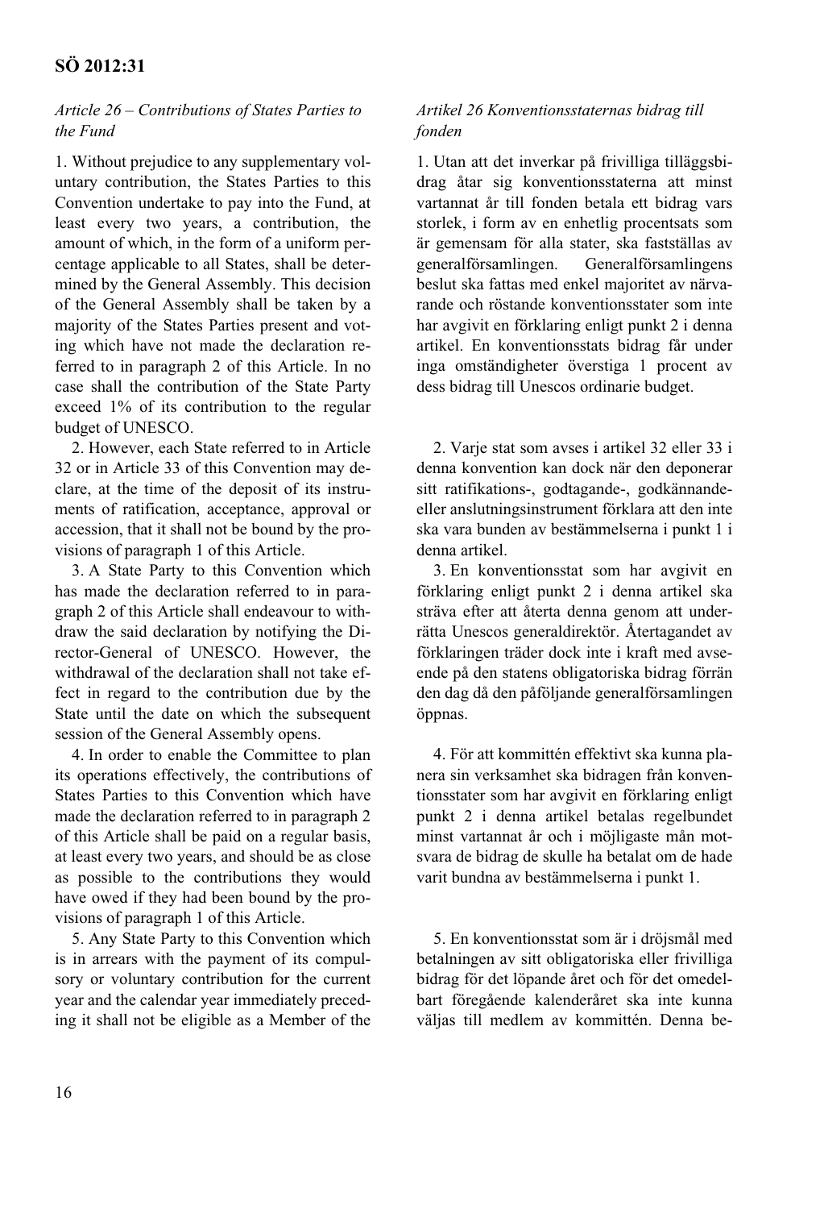*Article 26 – Contributions of States Parties to the Fund*

1. Without prejudice to any supplementary voluntary contribution, the States Parties to this Convention undertake to pay into the Fund, at least every two years, a contribution, the amount of which, in the form of a uniform percentage applicable to all States, shall be determined by the General Assembly. This decision of the General Assembly shall be taken by a majority of the States Parties present and voting which have not made the declaration referred to in paragraph 2 of this Article. In no case shall the contribution of the State Party exceed 1% of its contribution to the regular budget of UNESCO.

2. However, each State referred to in Article 32 or in Article 33 of this Convention may declare, at the time of the deposit of its instruments of ratification, acceptance, approval or accession, that it shall not be bound by the provisions of paragraph 1 of this Article.

3. A State Party to this Convention which has made the declaration referred to in paragraph 2 of this Article shall endeavour to withdraw the said declaration by notifying the Director-General of UNESCO. However, the withdrawal of the declaration shall not take effect in regard to the contribution due by the State until the date on which the subsequent session of the General Assembly opens.

4. In order to enable the Committee to plan its operations effectively, the contributions of States Parties to this Convention which have made the declaration referred to in paragraph 2 of this Article shall be paid on a regular basis, at least every two years, and should be as close as possible to the contributions they would have owed if they had been bound by the provisions of paragraph 1 of this Article.

5. Any State Party to this Convention which is in arrears with the payment of its compulsory or voluntary contribution for the current year and the calendar year immediately preceding it shall not be eligible as a Member of the

*Artikel 26 Konventionsstaternas bidrag till fonden*

1. Utan att det inverkar på frivilliga tilläggsbidrag åtar sig konventionsstaterna att minst vartannat år till fonden betala ett bidrag vars storlek, i form av en enhetlig procentsats som är gemensam för alla stater, ska fastställas av generalförsamlingen. Generalförsamlingens beslut ska fattas med enkel majoritet av närvarande och röstande konventionsstater som inte har avgivit en förklaring enligt punkt 2 i denna artikel. En konventionsstats bidrag får under inga omständigheter överstiga 1 procent av dess bidrag till Unescos ordinarie budget.

2. Varje stat som avses i artikel 32 eller 33 i denna konvention kan dock när den deponerar sitt ratifikations-, godtagande-, godkännande- eller anslutningsinstrument förklara att den inte ska vara bunden av bestämmelserna i punkt 1 i denna artikel.

3. En konventionsstat som har avgivit en förklaring enligt punkt 2 i denna artikel ska sträva efter att återta denna genom att underrätta Unescos generaldirektör. Återtagandet av förklaringen träder dock inte i kraft med avseende på den statens obligatoriska bidrag förrän den dag då den påföljande generalförsamlingen öppnas.

4. För att kommittén effektivt ska kunna planera sin verksamhet ska bidragen från konventionsstater som har avgivit en förklaring enligt punkt 2 i denna artikel betalas regelbundet minst vartannat år och i möjligaste mån motsvara de bidrag de skulle ha betalat om de hade varit bundna av bestämmelserna i punkt 1.

5. En konventionsstat som är i dröjsmål med betalningen av sitt obligatoriska eller frivilliga bidrag för det löpande året och för det omedelbart föregående kalenderåret ska inte kunna väljas till medlem av kommittén. Denna be-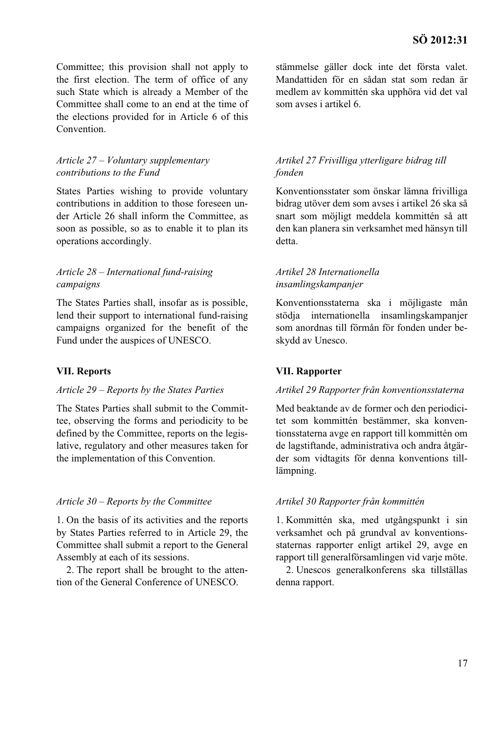Committee; this provision shall not apply to the first election. The term of office of any such State which is already a Member of the Committee shall come to an end at the time of the elections provided for in Article 6 of this Convention.

stämmelse gäller dock inte det första valet. Mandattiden för en sådan stat som redan är medlem av kommittén ska upphöra vid det val som avses i artikel 6.

*Article 27 – Voluntary supplementary contributions to the Fund*

States Parties wishing to provide voluntary contributions in addition to those foreseen under Article 26 shall inform the Committee, as soon as possible, so as to enable it to plan its operations accordingly.

*Artikel 27 Frivilliga ytterligare bidrag till fonden*

Konventionsstater som önskar lämna frivilliga bidrag utöver dem som avses i artikel 26 ska så snart som möjligt meddela kommittén så att den kan planera sin verksamhet med hänsyn till detta.

*Article 28 – International fund-raising campaigns*

The States Parties shall, insofar as is possible, lend their support to international fund-raising campaigns organized for the benefit of the Fund under the auspices of UNESCO.

*Artikel 28 Internationella insamlingskampanjer*

Konventionsstaterna ska i möjligaste mån stödja internationella insamlingskampanjer som anordnas till förmån för fonden under beskydd av Unesco.

## VII. Reports

*Article 29 – Reports by the States Parties*

The States Parties shall submit to the Committee, observing the forms and periodicity to be defined by the Committee, reports on the legislative, regulatory and other measures taken for the implementation of this Convention.

*Article 30 – Reports by the Committee*

1. On the basis of its activities and the reports by States Parties referred to in Article 29, the Committee shall submit a report to the General Assembly at each of its sessions.

2. The report shall be brought to the attention of the General Conference of UNESCO.

## VII. Rapporter

*Artikel 29 Rapporter från konventionsstaterna*

Med beaktande av de former och den periodicitet som kommittén bestämmer, ska konventionsstaterna avge en rapport till kommittén om de lagstiftande, administrativa och andra åtgärder som vidtagits för denna konventions tillämpning.

*Artikel 30 Rapporter från kommittén*

1. Kommittén ska, med utgångspunkt i sin verksamhet och på grundval av konventionsstaternas rapporter enligt artikel 29, avge en rapport till generalförsamlingen vid varje möte.

2. Unescos generalkonferens ska tillställas denna rapport.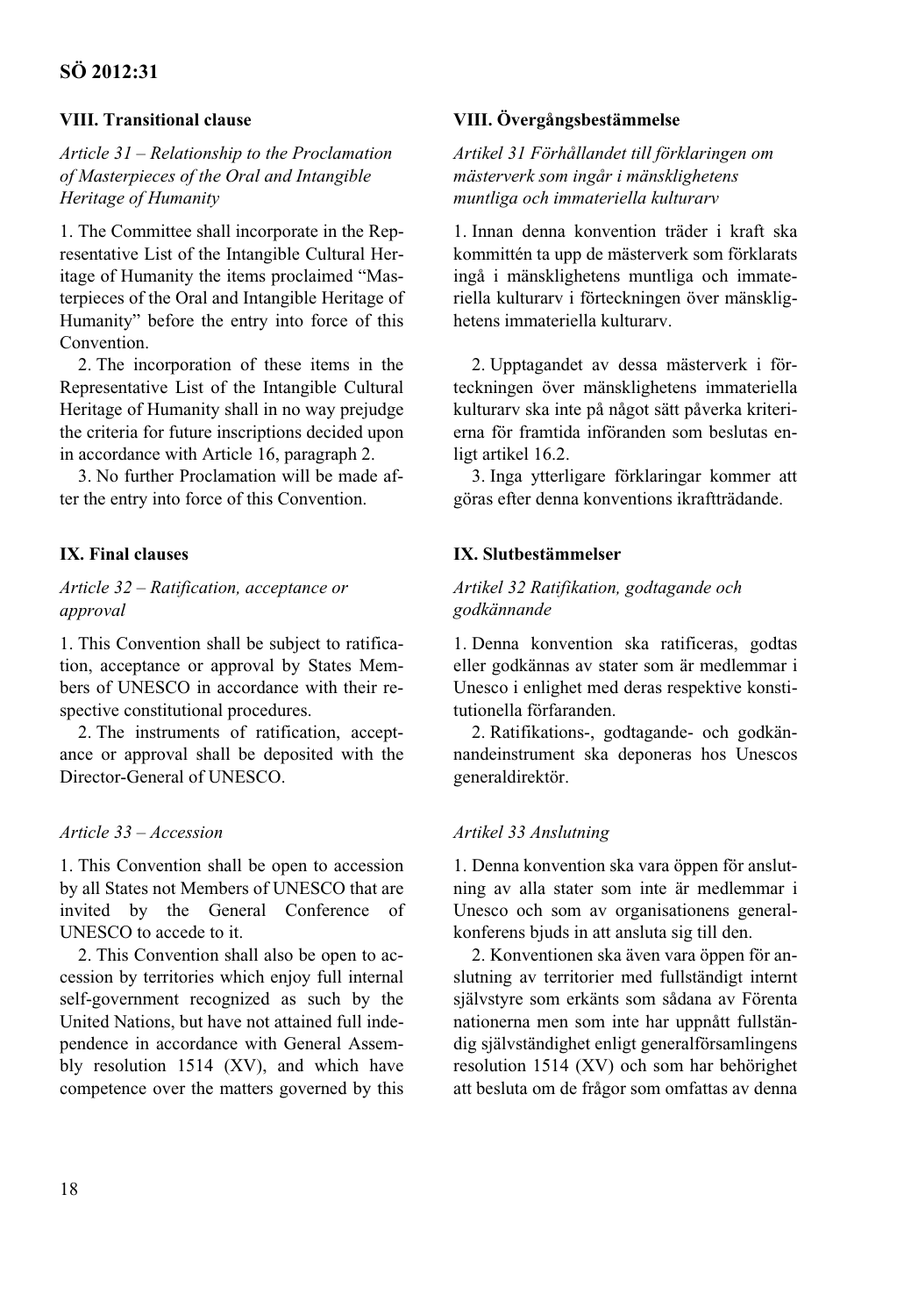## VIII. Transitional clause

*Article 31 – Relationship to the Proclamation of Masterpieces of the Oral and Intangible Heritage of Humanity*

1. The Committee shall incorporate in the Representative List of the Intangible Cultural Heritage of Humanity the items proclaimed "Masterpieces of the Oral and Intangible Heritage of Humanity" before the entry into force of this Convention.

2. The incorporation of these items in the Representative List of the Intangible Cultural Heritage of Humanity shall in no way prejudge the criteria for future inscriptions decided upon in accordance with Article 16, paragraph 2.

3. No further Proclamation will be made after the entry into force of this Convention.

## IX. Final clauses

*Article 32 – Ratification, acceptance or approval*

1. This Convention shall be subject to ratification, acceptance or approval by States Members of UNESCO in accordance with their respective constitutional procedures.

2. The instruments of ratification, acceptance or approval shall be deposited with the Director-General of UNESCO.

*Article 33 – Accession*

1. This Convention shall be open to accession by all States not Members of UNESCO that are invited by the General Conference of UNESCO to accede to it.

2. This Convention shall also be open to accession by territories which enjoy full internal self-government recognized as such by the United Nations, but have not attained full independence in accordance with General Assembly resolution 1514 (XV), and which have competence over the matters governed by this

## VIII. Övergångsbestämmelse

*Artikel 31 Förhållandet till förklaringen om mästerverk som ingår i mänsklighetens muntliga och immateriella kulturarv*

1. Innan denna konvention träder i kraft ska kommittén ta upp de mästerverk som förklarats ingå i mänsklighetens muntliga och immateriella kulturarv i förteckningen över mänsklighetens immateriella kulturarv.

2. Upptagandet av dessa mästerverk i förteckningen över mänsklighetens immateriella kulturarv ska inte på något sätt påverka kriterierna för framtida införanden som beslutas enligt artikel 16.2.

3. Inga ytterligare förklaringar kommer att göras efter denna konventions ikraftträdande.

## IX. Slutbestämmelser

*Artikel 32 Ratifikation, godtagande och godkännande*

1. Denna konvention ska ratificeras, godtas eller godkännas av stater som är medlemmar i Unesco i enlighet med deras respektive konstitutionella förfaranden.

2. Ratifikations-, godtagande- och godkännandeinstrument ska deponeras hos Unescos generaldirektör.

*Artikel 33 Anslutning*

1. Denna konvention ska vara öppen för anslutning av alla stater som inte är medlemmar i Unesco och som av organisationens generalkonferens bjuds in att ansluta sig till den.

2. Konventionen ska även vara öppen för anslutning av territorier med fullständigt internt självstyre som erkänts som sådana av Förenta nationerna men som inte har uppnått fullständig självständighet enligt generalförsamlingens resolution 1514 (XV) och som har behörighet att besluta om de frågor som omfattas av denna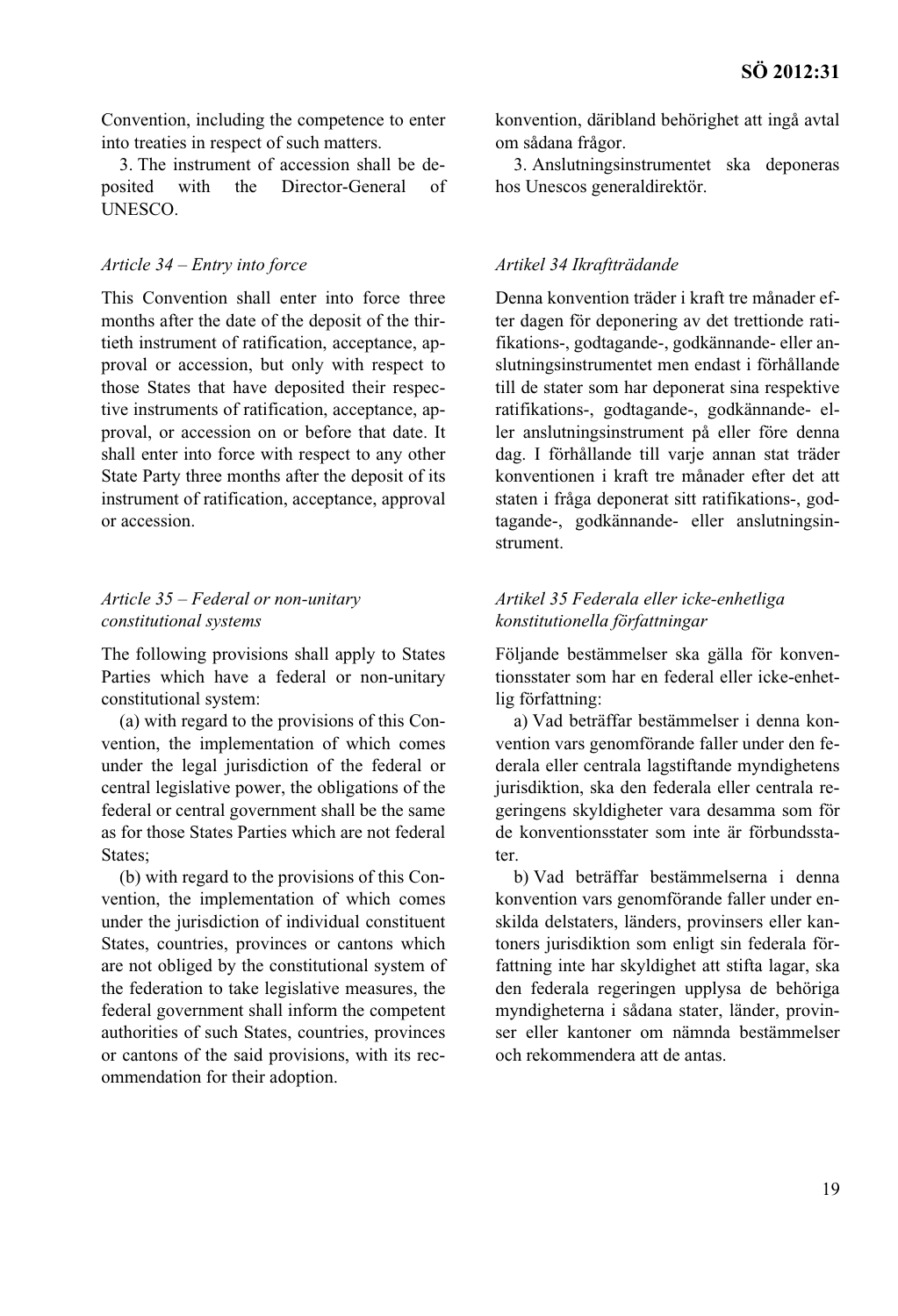Convention, including the competence to enter into treaties in respect of such matters.

3. The instrument of accession shall be deposited with the Director-General of UNESCO.

*Article 34 – Entry into force*

This Convention shall enter into force three months after the date of the deposit of the thirtieth instrument of ratification, acceptance, approval or accession, but only with respect to those States that have deposited their respective instruments of ratification, acceptance, approval, or accession on or before that date. It shall enter into force with respect to any other State Party three months after the deposit of its instrument of ratification, acceptance, approval or accession.

*Article 35 – Federal or non-unitary constitutional systems*

The following provisions shall apply to States Parties which have a federal or non-unitary constitutional system:

(a) with regard to the provisions of this Convention, the implementation of which comes under the legal jurisdiction of the federal or central legislative power, the obligations of the federal or central government shall be the same as for those States Parties which are not federal States;

(b) with regard to the provisions of this Convention, the implementation of which comes under the jurisdiction of individual constituent States, countries, provinces or cantons which are not obliged by the constitutional system of the federation to take legislative measures, the federal government shall inform the competent authorities of such States, countries, provinces or cantons of the said provisions, with its recommendation for their adoption.

konvention, däribland behörighet att ingå avtal om sådana frågor.

3. Anslutningsinstrumentet ska deponeras hos Unescos generaldirektör.

*Artikel 34 Ikraftträdande*

Denna konvention träder i kraft tre månader efter dagen för deponering av det trettionde ratifikations-, godtagande-, godkännande- eller anslutningsinstrumentet men endast i förhållande till de stater som har deponerat sina respektive ratifikations-, godtagande-, godkännande- eller anslutningsinstrument på eller före denna dag. I förhållande till varje annan stat träder konventionen i kraft tre månader efter det att staten i fråga deponerat sitt ratifikations-, godtagande-, godkännande- eller anslutningsinstrument.

*Artikel 35 Federala eller icke-enhetliga konstitutionella författningar*

Följande bestämmelser ska gälla för konventionsstater som har en federal eller icke-enhetlig författning:

a) Vad beträffar bestämmelser i denna konvention vars genomförande faller under den federala eller centrala lagstiftande myndighetens jurisdiktion, ska den federala eller centrala regeringens skyldigheter vara desamma som för de konventionsstater som inte är förbundsstater.

b) Vad beträffar bestämmelserna i denna konvention vars genomförande faller under enskilda delstaters, länders, provinsers eller kantoners jurisdiktion som enligt sin federala författning inte har skyldighet att stifta lagar, ska den federala regeringen upplysa de behöriga myndigheterna i sådana stater, länder, provinser eller kantoner om nämnda bestämmelser och rekommendera att de antas.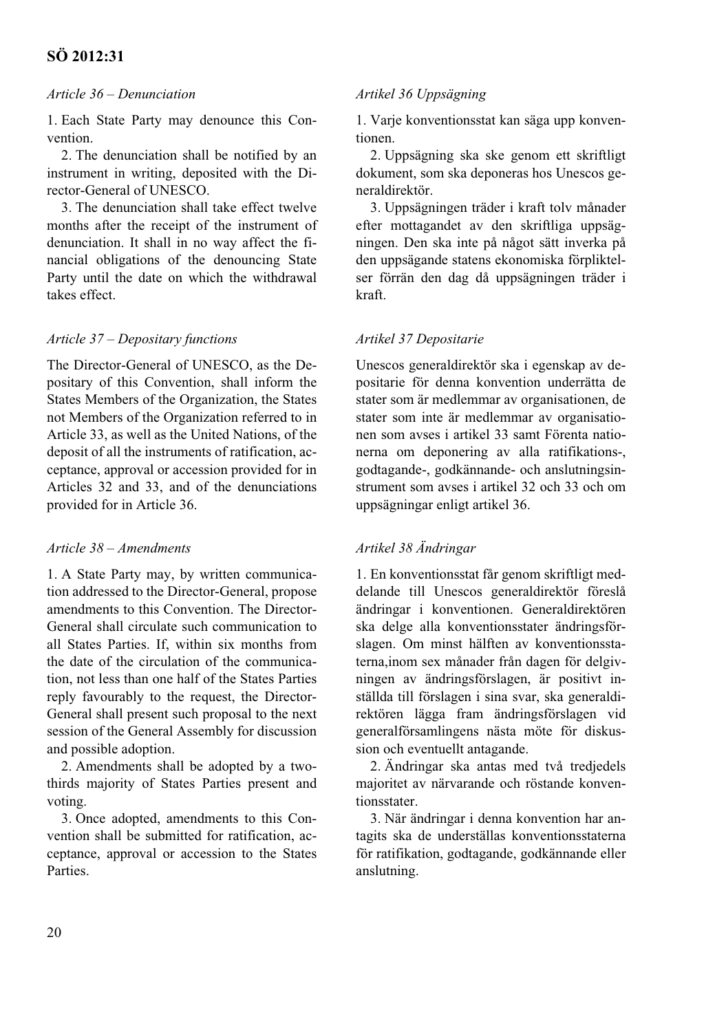*Article 36 – Denunciation*

1. Each State Party may denounce this Convention.

2. The denunciation shall be notified by an instrument in writing, deposited with the Director-General of UNESCO.

3. The denunciation shall take effect twelve months after the receipt of the instrument of denunciation. It shall in no way affect the financial obligations of the denouncing State Party until the date on which the withdrawal takes effect.

*Article 37 – Depositary functions*

The Director-General of UNESCO, as the Depositary of this Convention, shall inform the States Members of the Organization, the States not Members of the Organization referred to in Article 33, as well as the United Nations, of the deposit of all the instruments of ratification, acceptance, approval or accession provided for in Articles 32 and 33, and of the denunciations provided for in Article 36.

*Article 38 – Amendments*

1. A State Party may, by written communication addressed to the Director-General, propose amendments to this Convention. The Director-General shall circulate such communication to all States Parties. If, within six months from the date of the circulation of the communication, not less than one half of the States Parties reply favourably to the request, the Director-General shall present such proposal to the next session of the General Assembly for discussion and possible adoption.

2. Amendments shall be adopted by a two-thirds majority of States Parties present and voting.

3. Once adopted, amendments to this Convention shall be submitted for ratification, acceptance, approval or accession to the States Parties.

*Artikel 36 Uppsägning*

1. Varje konventionsstat kan säga upp konventionen.

2. Uppsägning ska ske genom ett skriftligt dokument, som ska deponeras hos Unescos generaldirektör.

3. Uppsägningen träder i kraft tolv månader efter mottagandet av den skriftliga uppsägningen. Den ska inte på något sätt inverka på den uppsägande statens ekonomiska förpliktelser förrän den dag då uppsägningen träder i kraft.

*Artikel 37 Depositarie*

Unescos generaldirektör ska i egenskap av depositarie för denna konvention underrätta de stater som är medlemmar av organisationen, de stater som inte är medlemmar av organisationen som avses i artikel 33 samt Förenta nationerna om deponering av alla ratifikations-, godtagande-, godkännande- och anslutningsinstrument som avses i artikel 32 och 33 och om uppsägningar enligt artikel 36.

*Artikel 38 Ändringar*

1. En konventionsstat får genom skriftligt meddelande till Unescos generaldirektör föreslå ändringar i konventionen. Generaldirektören ska delge alla konventionsstater ändringsförslagen. Om minst hälften av konventionsstaterna,inom sex månader från dagen för delgivningen av ändringsförslagen, är positivt inställda till förslagen i sina svar, ska generaldirektören lägga fram ändringsförslagen vid generalförsamlingens nästa möte för diskussion och eventuellt antagande.

2. Ändringar ska antas med två tredjedels majoritet av närvarande och röstande konventionsstater.

3. När ändringar i denna konvention har antagits ska de underställas konventionsstaterna för ratifikation, godtagande, godkännande eller anslutning.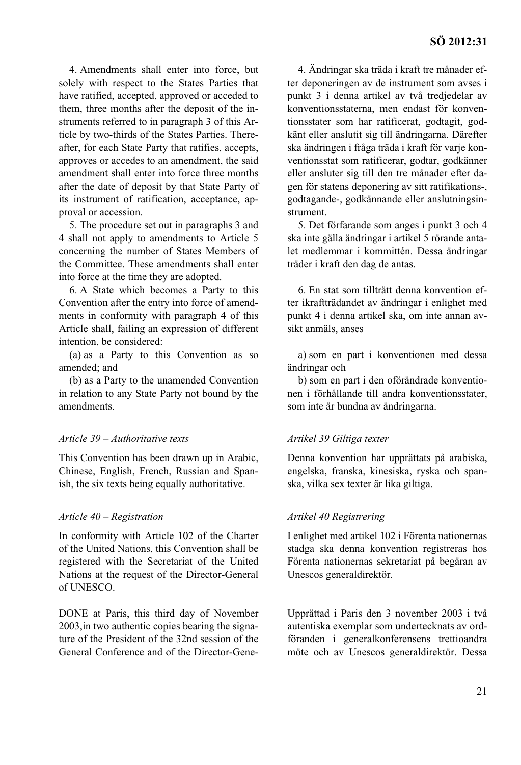4. Amendments shall enter into force, but solely with respect to the States Parties that have ratified, accepted, approved or acceded to them, three months after the deposit of the instruments referred to in paragraph 3 of this Article by two-thirds of the States Parties. Thereafter, for each State Party that ratifies, accepts, approves or accedes to an amendment, the said amendment shall enter into force three months after the date of deposit by that State Party of its instrument of ratification, acceptance, approval or accession.

5. The procedure set out in paragraphs 3 and 4 shall not apply to amendments to Article 5 concerning the number of States Members of the Committee. These amendments shall enter into force at the time they are adopted.

6. A State which becomes a Party to this Convention after the entry into force of amendments in conformity with paragraph 4 of this Article shall, failing an expression of different intention, be considered:

(a) as a Party to this Convention as so amended; and

(b) as a Party to the unamended Convention in relation to any State Party not bound by the amendments.

*Article 39 – Authoritative texts*

This Convention has been drawn up in Arabic, Chinese, English, French, Russian and Spanish, the six texts being equally authoritative.

*Article 40 – Registration*

In conformity with Article 102 of the Charter of the United Nations, this Convention shall be registered with the Secretariat of the United Nations at the request of the Director-General of UNESCO.

DONE at Paris, this third day of November 2003,in two authentic copies bearing the signature of the President of the 32nd session of the General Conference and of the Director-Gene-

4. Ändringar ska träda i kraft tre månader efter deponeringen av de instrument som avses i punkt 3 i denna artikel av två tredjedelar av konventionsstaterna, men endast för konventionsstater som har ratificerat, godtagit, godkänt eller anslutit sig till ändringarna. Därefter ska ändringen i fråga träda i kraft för varje konventionsstat som ratificerar, godtar, godkänner eller ansluter sig till den tre månader efter dagen för statens deponering av sitt ratifikations-, godtagande-, godkännande eller anslutningsinstrument.

5. Det förfarande som anges i punkt 3 och 4 ska inte gälla ändringar i artikel 5 rörande antalet medlemmar i kommittén. Dessa ändringar träder i kraft den dag de antas.

6. En stat som tillträtt denna konvention efter ikraftträdandet av ändringar i enlighet med punkt 4 i denna artikel ska, om inte annan avsikt anmäls, anses

a) som en part i konventionen med dessa ändringar och

b) som en part i den oförändrade konventionen i förhållande till andra konventionsstater, som inte är bundna av ändringarna.

*Artikel 39 Giltiga texter*

Denna konvention har upprättats på arabiska, engelska, franska, kinesiska, ryska och spanska, vilka sex texter är lika giltiga.

*Artikel 40 Registrering*

I enlighet med artikel 102 i Förenta nationernas stadga ska denna konvention registreras hos Förenta nationernas sekretariat på begäran av Unescos generaldirektör.

Upprättad i Paris den 3 november 2003 i två autentiska exemplar som undertecknats av ordföranden i generalkonferensens trettioandra möte och av Unescos generaldirektör. Dessa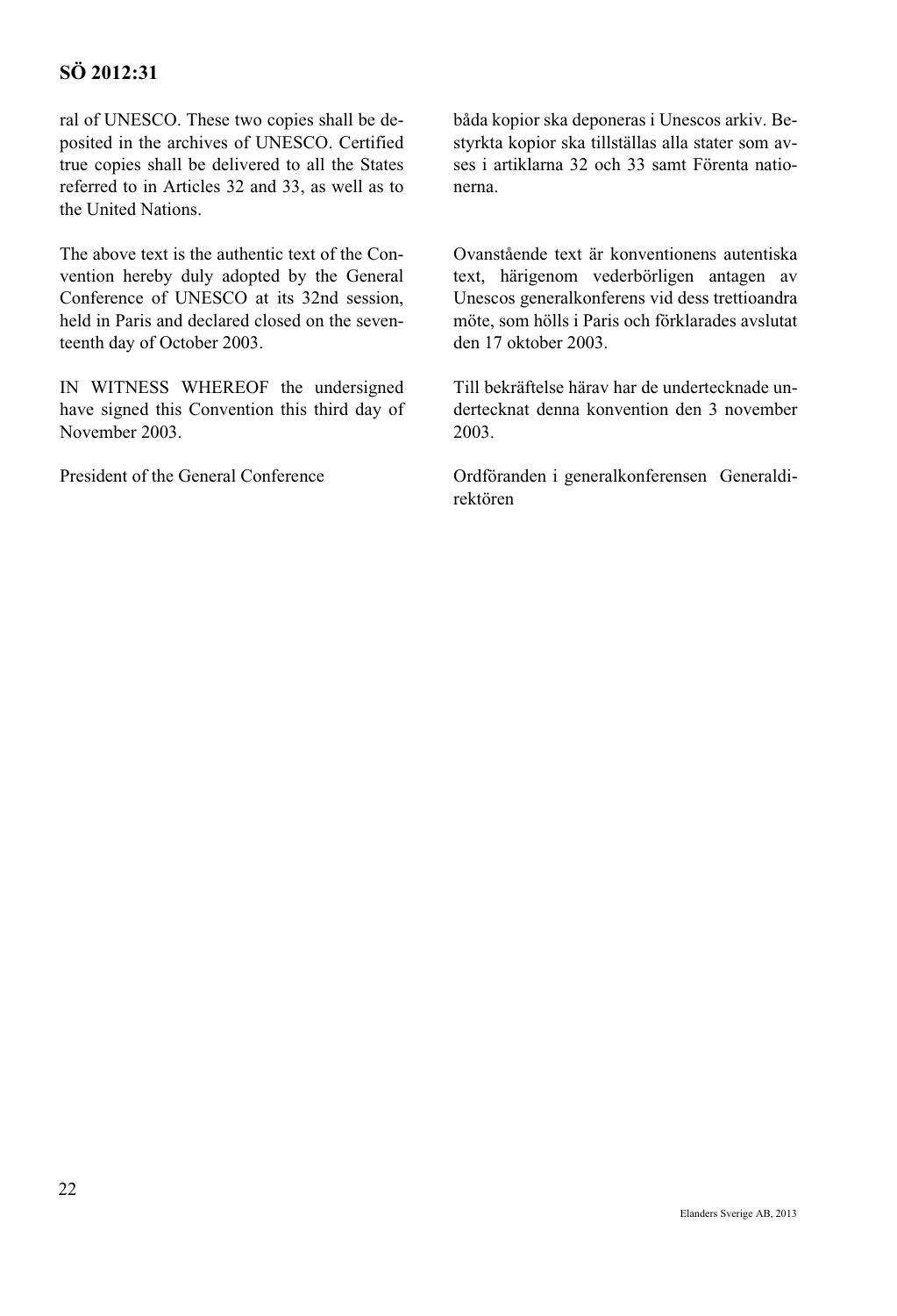ral of UNESCO. These two copies shall be deposited in the archives of UNESCO. Certified true copies shall be delivered to all the States referred to in Articles 32 and 33, as well as to the United Nations.

båda kopior ska deponeras i Unescos arkiv. Bestyrkta kopior ska tillställas alla stater som avses i artiklarna 32 och 33 samt Förenta nationerna.

The above text is the authentic text of the Convention hereby duly adopted by the General Conference of UNESCO at its 32nd session, held in Paris and declared closed on the seventeenth day of October 2003.

Ovanstående text är konventionens autentiska text, härigenom vederbörligen antagen av Unescos generalkonferens vid dess trettioandra möte, som hölls i Paris och förklarades avslutat den 17 oktober 2003.

IN WITNESS WHEREOF the undersigned have signed this Convention this third day of November 2003.

Till bekräftelse härav har de undertecknade undertecknat denna konvention den 3 november 2003.

President of the General Conference

Ordföranden i generalkonferensen Generaldirektören

Elanders Sverige AB, 2013